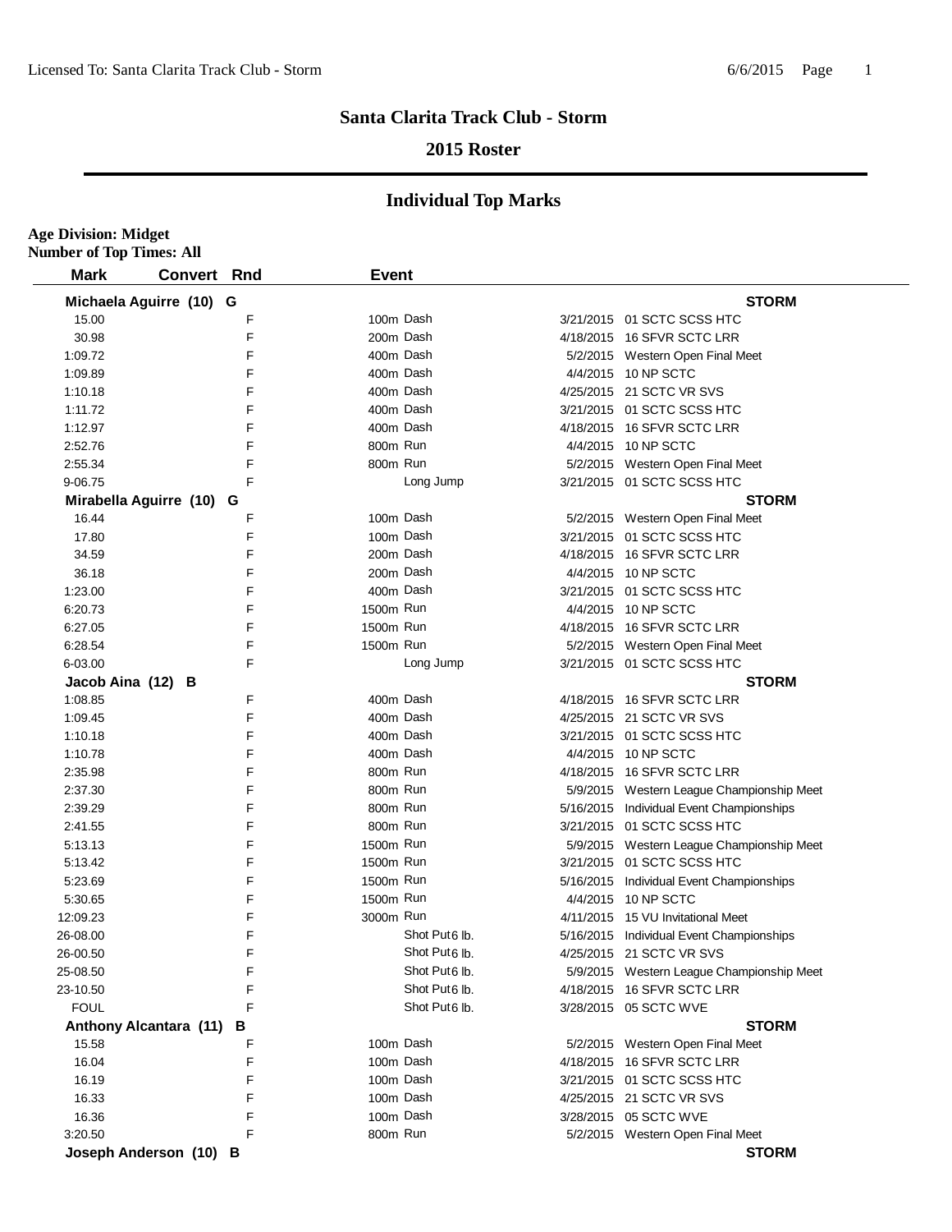## Santa Clarita Track Club - Storm

### 2015 Roster

### Individual Top Marks

**Age Division: Midget**
**Number of Top Times: All**

| Mark | Convert | Rnd | Event | Date | Meet |
|---|---|---|---|---|---|
| **Michaela Aguirre (10) G** | | | | | **STORM** |
| 15.00 | | F | 100m Dash | 3/21/2015 | 01 SCTC SCSS HTC |
| 30.98 | | F | 200m Dash | 4/18/2015 | 16 SFVR SCTC LRR |
| 1:09.72 | | F | 400m Dash | 5/2/2015 | Western Open Final Meet |
| 1:09.89 | | F | 400m Dash | 4/4/2015 | 10 NP SCTC |
| 1:10.18 | | F | 400m Dash | 4/25/2015 | 21 SCTC VR SVS |
| 1:11.72 | | F | 400m Dash | 3/21/2015 | 01 SCTC SCSS HTC |
| 1:12.97 | | F | 400m Dash | 4/18/2015 | 16 SFVR SCTC LRR |
| 2:52.76 | | F | 800m Run | 4/4/2015 | 10 NP SCTC |
| 2:55.34 | | F | 800m Run | 5/2/2015 | Western Open Final Meet |
| 9-06.75 | | F | Long Jump | 3/21/2015 | 01 SCTC SCSS HTC |
| **Mirabella Aguirre (10) G** | | | | | **STORM** |
| 16.44 | | F | 100m Dash | 5/2/2015 | Western Open Final Meet |
| 17.80 | | F | 100m Dash | 3/21/2015 | 01 SCTC SCSS HTC |
| 34.59 | | F | 200m Dash | 4/18/2015 | 16 SFVR SCTC LRR |
| 36.18 | | F | 200m Dash | 4/4/2015 | 10 NP SCTC |
| 1:23.00 | | F | 400m Dash | 3/21/2015 | 01 SCTC SCSS HTC |
| 6:20.73 | | F | 1500m Run | 4/4/2015 | 10 NP SCTC |
| 6:27.05 | | F | 1500m Run | 4/18/2015 | 16 SFVR SCTC LRR |
| 6:28.54 | | F | 1500m Run | 5/2/2015 | Western Open Final Meet |
| 6-03.00 | | F | Long Jump | 3/21/2015 | 01 SCTC SCSS HTC |
| **Jacob Aina (12) B** | | | | | **STORM** |
| 1:08.85 | | F | 400m Dash | 4/18/2015 | 16 SFVR SCTC LRR |
| 1:09.45 | | F | 400m Dash | 4/25/2015 | 21 SCTC VR SVS |
| 1:10.18 | | F | 400m Dash | 3/21/2015 | 01 SCTC SCSS HTC |
| 1:10.78 | | F | 400m Dash | 4/4/2015 | 10 NP SCTC |
| 2:35.98 | | F | 800m Run | 4/18/2015 | 16 SFVR SCTC LRR |
| 2:37.30 | | F | 800m Run | 5/9/2015 | Western League Championship Meet |
| 2:39.29 | | F | 800m Run | 5/16/2015 | Individual Event Championships |
| 2:41.55 | | F | 800m Run | 3/21/2015 | 01 SCTC SCSS HTC |
| 5:13.13 | | F | 1500m Run | 5/9/2015 | Western League Championship Meet |
| 5:13.42 | | F | 1500m Run | 3/21/2015 | 01 SCTC SCSS HTC |
| 5:23.69 | | F | 1500m Run | 5/16/2015 | Individual Event Championships |
| 5:30.65 | | F | 1500m Run | 4/4/2015 | 10 NP SCTC |
| 12:09.23 | | F | 3000m Run | 4/11/2015 | 15 VU Invitational Meet |
| 26-08.00 | | F | Shot Put 6 lb. | 5/16/2015 | Individual Event Championships |
| 26-00.50 | | F | Shot Put 6 lb. | 4/25/2015 | 21 SCTC VR SVS |
| 25-08.50 | | F | Shot Put 6 lb. | 5/9/2015 | Western League Championship Meet |
| 23-10.50 | | F | Shot Put 6 lb. | 4/18/2015 | 16 SFVR SCTC LRR |
| FOUL | | F | Shot Put 6 lb. | 3/28/2015 | 05 SCTC WVE |
| **Anthony Alcantara (11) B** | | | | | **STORM** |
| 15.58 | | F | 100m Dash | 5/2/2015 | Western Open Final Meet |
| 16.04 | | F | 100m Dash | 4/18/2015 | 16 SFVR SCTC LRR |
| 16.19 | | F | 100m Dash | 3/21/2015 | 01 SCTC SCSS HTC |
| 16.33 | | F | 100m Dash | 4/25/2015 | 21 SCTC VR SVS |
| 16.36 | | F | 100m Dash | 3/28/2015 | 05 SCTC WVE |
| 3:20.50 | | F | 800m Run | 5/2/2015 | Western Open Final Meet |
| **Joseph Anderson (10) B** | | | | | **STORM** |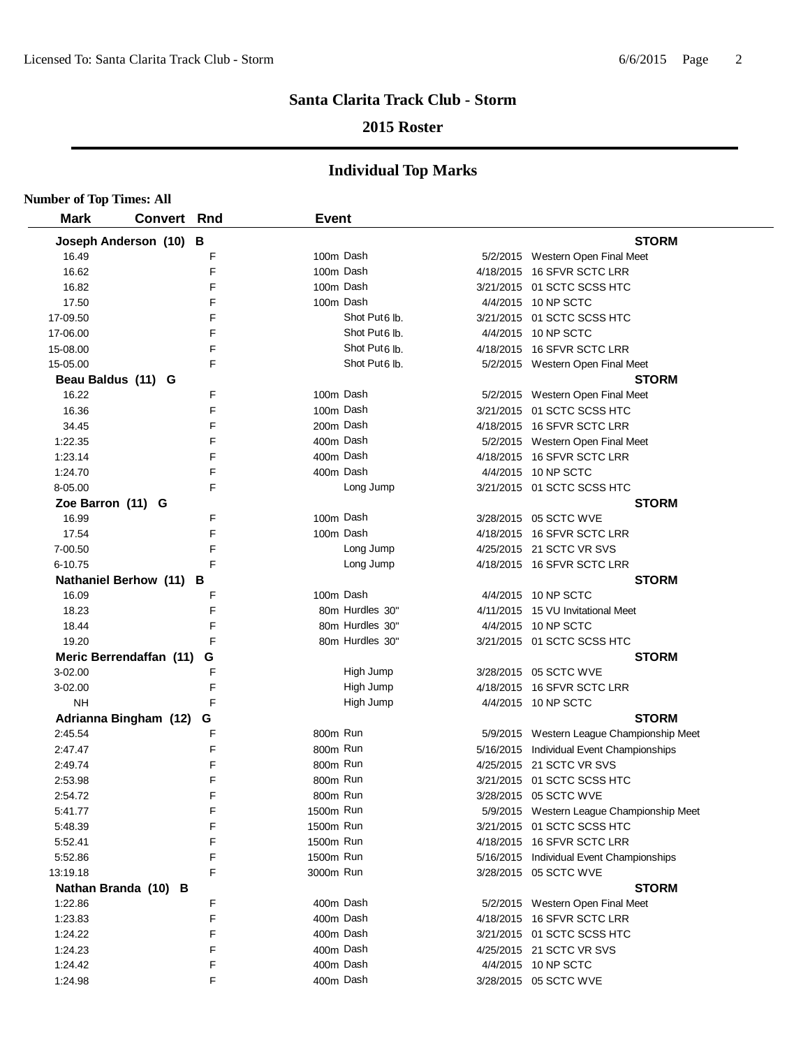# Santa Clarita Track Club - Storm

## 2015 Roster

## Individual Top Marks

**Number of Top Times: All**

| Mark | Convert | Rnd | Event | Date | Meet |
|---|---|---|---|---|---|
| **Joseph Anderson (10) B** | | | | | **STORM** |
| 16.49 | | F | 100m Dash | 5/2/2015 | Western Open Final Meet |
| 16.62 | | F | 100m Dash | 4/18/2015 | 16 SFVR SCTC LRR |
| 16.82 | | F | 100m Dash | 3/21/2015 | 01 SCTC SCSS HTC |
| 17.50 | | F | 100m Dash | 4/4/2015 | 10 NP SCTC |
| 17-09.50 | | F | Shot Put 6 lb. | 3/21/2015 | 01 SCTC SCSS HTC |
| 17-06.00 | | F | Shot Put 6 lb. | 4/4/2015 | 10 NP SCTC |
| 15-08.00 | | F | Shot Put 6 lb. | 4/18/2015 | 16 SFVR SCTC LRR |
| 15-05.00 | | F | Shot Put 6 lb. | 5/2/2015 | Western Open Final Meet |
| **Beau Baldus (11) G** | | | | | **STORM** |
| 16.22 | | F | 100m Dash | 5/2/2015 | Western Open Final Meet |
| 16.36 | | F | 100m Dash | 3/21/2015 | 01 SCTC SCSS HTC |
| 34.45 | | F | 200m Dash | 4/18/2015 | 16 SFVR SCTC LRR |
| 1:22.35 | | F | 400m Dash | 5/2/2015 | Western Open Final Meet |
| 1:23.14 | | F | 400m Dash | 4/18/2015 | 16 SFVR SCTC LRR |
| 1:24.70 | | F | 400m Dash | 4/4/2015 | 10 NP SCTC |
| 8-05.00 | | F | Long Jump | 3/21/2015 | 01 SCTC SCSS HTC |
| **Zoe Barron (11) G** | | | | | **STORM** |
| 16.99 | | F | 100m Dash | 3/28/2015 | 05 SCTC WVE |
| 17.54 | | F | 100m Dash | 4/18/2015 | 16 SFVR SCTC LRR |
| 7-00.50 | | F | Long Jump | 4/25/2015 | 21 SCTC VR SVS |
| 6-10.75 | | F | Long Jump | 4/18/2015 | 16 SFVR SCTC LRR |
| **Nathaniel Berhow (11) B** | | | | | **STORM** |
| 16.09 | | F | 100m Dash | 4/4/2015 | 10 NP SCTC |
| 18.23 | | F | 80m Hurdles 30" | 4/11/2015 | 15 VU Invitational Meet |
| 18.44 | | F | 80m Hurdles 30" | 4/4/2015 | 10 NP SCTC |
| 19.20 | | F | 80m Hurdles 30" | 3/21/2015 | 01 SCTC SCSS HTC |
| **Meric Berrendaffan (11) G** | | | | | **STORM** |
| 3-02.00 | | F | High Jump | 3/28/2015 | 05 SCTC WVE |
| 3-02.00 | | F | High Jump | 4/18/2015 | 16 SFVR SCTC LRR |
| NH | | F | High Jump | 4/4/2015 | 10 NP SCTC |
| **Adrianna Bingham (12) G** | | | | | **STORM** |
| 2:45.54 | | F | 800m Run | 5/9/2015 | Western League Championship Meet |
| 2:47.47 | | F | 800m Run | 5/16/2015 | Individual Event Championships |
| 2:49.74 | | F | 800m Run | 4/25/2015 | 21 SCTC VR SVS |
| 2:53.98 | | F | 800m Run | 3/21/2015 | 01 SCTC SCSS HTC |
| 2:54.72 | | F | 800m Run | 3/28/2015 | 05 SCTC WVE |
| 5:41.77 | | F | 1500m Run | 5/9/2015 | Western League Championship Meet |
| 5:48.39 | | F | 1500m Run | 3/21/2015 | 01 SCTC SCSS HTC |
| 5:52.41 | | F | 1500m Run | 4/18/2015 | 16 SFVR SCTC LRR |
| 5:52.86 | | F | 1500m Run | 5/16/2015 | Individual Event Championships |
| 13:19.18 | | F | 3000m Run | 3/28/2015 | 05 SCTC WVE |
| **Nathan Branda (10) B** | | | | | **STORM** |
| 1:22.86 | | F | 400m Dash | 5/2/2015 | Western Open Final Meet |
| 1:23.83 | | F | 400m Dash | 4/18/2015 | 16 SFVR SCTC LRR |
| 1:24.22 | | F | 400m Dash | 3/21/2015 | 01 SCTC SCSS HTC |
| 1:24.23 | | F | 400m Dash | 4/25/2015 | 21 SCTC VR SVS |
| 1:24.42 | | F | 400m Dash | 4/4/2015 | 10 NP SCTC |
| 1:24.98 | | F | 400m Dash | 3/28/2015 | 05 SCTC WVE |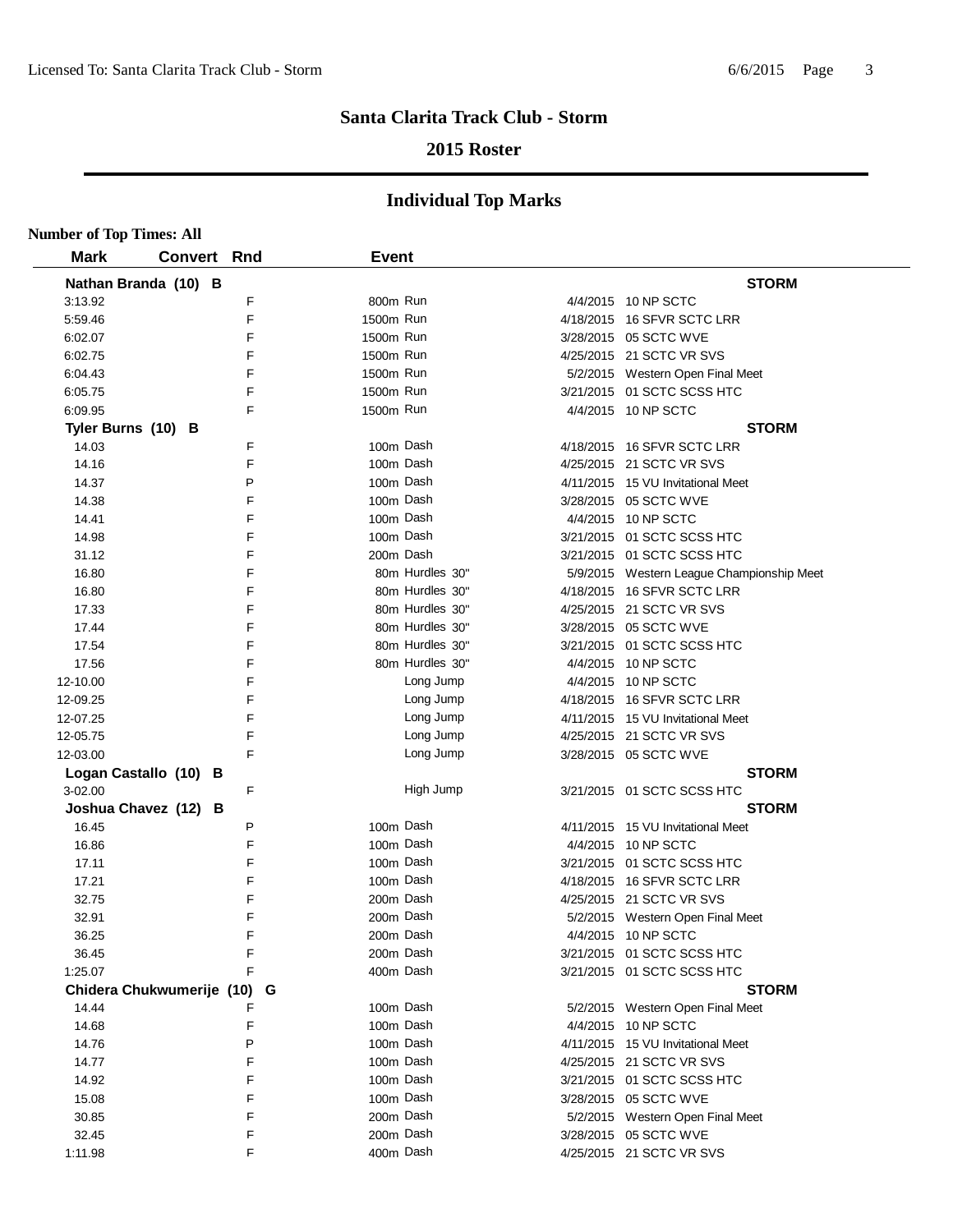# Santa Clarita Track Club - Storm

## 2015 Roster

## Individual Top Marks

**Number of Top Times: All**

| Mark | Convert | Rnd | Event | Date | Meet |
|---|---|---|---|---|---|
| **Nathan Branda (10) B** | | | | | **STORM** |
| 3:13.92 | | F | 800m Run | 4/4/2015 | 10 NP SCTC |
| 5:59.46 | | F | 1500m Run | 4/18/2015 | 16 SFVR SCTC LRR |
| 6:02.07 | | F | 1500m Run | 3/28/2015 | 05 SCTC WVE |
| 6:02.75 | | F | 1500m Run | 4/25/2015 | 21 SCTC VR SVS |
| 6:04.43 | | F | 1500m Run | 5/2/2015 | Western Open Final Meet |
| 6:05.75 | | F | 1500m Run | 3/21/2015 | 01 SCTC SCSS HTC |
| 6:09.95 | | F | 1500m Run | 4/4/2015 | 10 NP SCTC |
| **Tyler Burns (10) B** | | | | | **STORM** |
| 14.03 | | F | 100m Dash | 4/18/2015 | 16 SFVR SCTC LRR |
| 14.16 | | F | 100m Dash | 4/25/2015 | 21 SCTC VR SVS |
| 14.37 | | P | 100m Dash | 4/11/2015 | 15 VU Invitational Meet |
| 14.38 | | F | 100m Dash | 3/28/2015 | 05 SCTC WVE |
| 14.41 | | F | 100m Dash | 4/4/2015 | 10 NP SCTC |
| 14.98 | | F | 100m Dash | 3/21/2015 | 01 SCTC SCSS HTC |
| 31.12 | | F | 200m Dash | 3/21/2015 | 01 SCTC SCSS HTC |
| 16.80 | | F | 80m Hurdles 30" | 5/9/2015 | Western League Championship Meet |
| 16.80 | | F | 80m Hurdles 30" | 4/18/2015 | 16 SFVR SCTC LRR |
| 17.33 | | F | 80m Hurdles 30" | 4/25/2015 | 21 SCTC VR SVS |
| 17.44 | | F | 80m Hurdles 30" | 3/28/2015 | 05 SCTC WVE |
| 17.54 | | F | 80m Hurdles 30" | 3/21/2015 | 01 SCTC SCSS HTC |
| 17.56 | | F | 80m Hurdles 30" | 4/4/2015 | 10 NP SCTC |
| 12-10.00 | | F | Long Jump | 4/4/2015 | 10 NP SCTC |
| 12-09.25 | | F | Long Jump | 4/18/2015 | 16 SFVR SCTC LRR |
| 12-07.25 | | F | Long Jump | 4/11/2015 | 15 VU Invitational Meet |
| 12-05.75 | | F | Long Jump | 4/25/2015 | 21 SCTC VR SVS |
| 12-03.00 | | F | Long Jump | 3/28/2015 | 05 SCTC WVE |
| **Logan Castallo (10) B** | | | | | **STORM** |
| 3-02.00 | | F | High Jump | 3/21/2015 | 01 SCTC SCSS HTC |
| **Joshua Chavez (12) B** | | | | | **STORM** |
| 16.45 | | P | 100m Dash | 4/11/2015 | 15 VU Invitational Meet |
| 16.86 | | F | 100m Dash | 4/4/2015 | 10 NP SCTC |
| 17.11 | | F | 100m Dash | 3/21/2015 | 01 SCTC SCSS HTC |
| 17.21 | | F | 100m Dash | 4/18/2015 | 16 SFVR SCTC LRR |
| 32.75 | | F | 200m Dash | 4/25/2015 | 21 SCTC VR SVS |
| 32.91 | | F | 200m Dash | 5/2/2015 | Western Open Final Meet |
| 36.25 | | F | 200m Dash | 4/4/2015 | 10 NP SCTC |
| 36.45 | | F | 200m Dash | 3/21/2015 | 01 SCTC SCSS HTC |
| 1:25.07 | | F | 400m Dash | 3/21/2015 | 01 SCTC SCSS HTC |
| **Chidera Chukwumerije (10) G** | | | | | **STORM** |
| 14.44 | | F | 100m Dash | 5/2/2015 | Western Open Final Meet |
| 14.68 | | F | 100m Dash | 4/4/2015 | 10 NP SCTC |
| 14.76 | | P | 100m Dash | 4/11/2015 | 15 VU Invitational Meet |
| 14.77 | | F | 100m Dash | 4/25/2015 | 21 SCTC VR SVS |
| 14.92 | | F | 100m Dash | 3/21/2015 | 01 SCTC SCSS HTC |
| 15.08 | | F | 100m Dash | 3/28/2015 | 05 SCTC WVE |
| 30.85 | | F | 200m Dash | 5/2/2015 | Western Open Final Meet |
| 32.45 | | F | 200m Dash | 3/28/2015 | 05 SCTC WVE |
| 1:11.98 | | F | 400m Dash | 4/25/2015 | 21 SCTC VR SVS |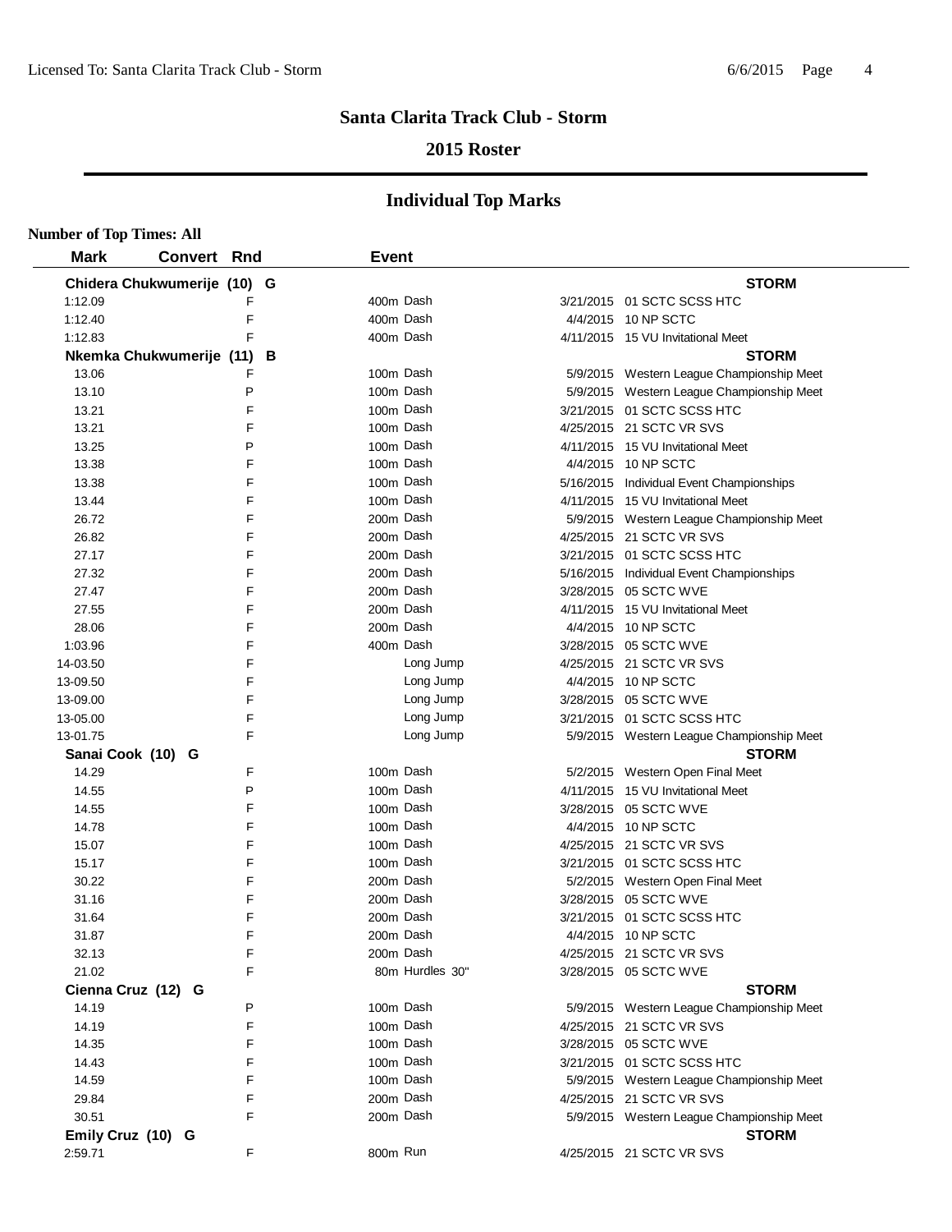# Santa Clarita Track Club - Storm

## 2015 Roster

## Individual Top Marks

**Number of Top Times: All**

| Mark | Convert | Rnd | Event | Date | Meet |
|---|---|---|---|---|---|
| **Chidera Chukwumerije (10) G** | | | | | **STORM** |
| 1:12.09 | | F | 400m Dash | 3/21/2015 | 01 SCTC SCSS HTC |
| 1:12.40 | | F | 400m Dash | 4/4/2015 | 10 NP SCTC |
| 1:12.83 | | F | 400m Dash | 4/11/2015 | 15 VU Invitational Meet |
| **Nkemka Chukwumerije (11) B** | | | | | **STORM** |
| 13.06 | | F | 100m Dash | 5/9/2015 | Western League Championship Meet |
| 13.10 | | P | 100m Dash | 5/9/2015 | Western League Championship Meet |
| 13.21 | | F | 100m Dash | 3/21/2015 | 01 SCTC SCSS HTC |
| 13.21 | | F | 100m Dash | 4/25/2015 | 21 SCTC VR SVS |
| 13.25 | | P | 100m Dash | 4/11/2015 | 15 VU Invitational Meet |
| 13.38 | | F | 100m Dash | 4/4/2015 | 10 NP SCTC |
| 13.38 | | F | 100m Dash | 5/16/2015 | Individual Event Championships |
| 13.44 | | F | 100m Dash | 4/11/2015 | 15 VU Invitational Meet |
| 26.72 | | F | 200m Dash | 5/9/2015 | Western League Championship Meet |
| 26.82 | | F | 200m Dash | 4/25/2015 | 21 SCTC VR SVS |
| 27.17 | | F | 200m Dash | 3/21/2015 | 01 SCTC SCSS HTC |
| 27.32 | | F | 200m Dash | 5/16/2015 | Individual Event Championships |
| 27.47 | | F | 200m Dash | 3/28/2015 | 05 SCTC WVE |
| 27.55 | | F | 200m Dash | 4/11/2015 | 15 VU Invitational Meet |
| 28.06 | | F | 200m Dash | 4/4/2015 | 10 NP SCTC |
| 1:03.96 | | F | 400m Dash | 3/28/2015 | 05 SCTC WVE |
| 14-03.50 | | F | Long Jump | 4/25/2015 | 21 SCTC VR SVS |
| 13-09.50 | | F | Long Jump | 4/4/2015 | 10 NP SCTC |
| 13-09.00 | | F | Long Jump | 3/28/2015 | 05 SCTC WVE |
| 13-05.00 | | F | Long Jump | 3/21/2015 | 01 SCTC SCSS HTC |
| 13-01.75 | | F | Long Jump | 5/9/2015 | Western League Championship Meet |
| **Sanai Cook (10) G** | | | | | **STORM** |
| 14.29 | | F | 100m Dash | 5/2/2015 | Western Open Final Meet |
| 14.55 | | P | 100m Dash | 4/11/2015 | 15 VU Invitational Meet |
| 14.55 | | F | 100m Dash | 3/28/2015 | 05 SCTC WVE |
| 14.78 | | F | 100m Dash | 4/4/2015 | 10 NP SCTC |
| 15.07 | | F | 100m Dash | 4/25/2015 | 21 SCTC VR SVS |
| 15.17 | | F | 100m Dash | 3/21/2015 | 01 SCTC SCSS HTC |
| 30.22 | | F | 200m Dash | 5/2/2015 | Western Open Final Meet |
| 31.16 | | F | 200m Dash | 3/28/2015 | 05 SCTC WVE |
| 31.64 | | F | 200m Dash | 3/21/2015 | 01 SCTC SCSS HTC |
| 31.87 | | F | 200m Dash | 4/4/2015 | 10 NP SCTC |
| 32.13 | | F | 200m Dash | 4/25/2015 | 21 SCTC VR SVS |
| 21.02 | | F | 80m Hurdles 30" | 3/28/2015 | 05 SCTC WVE |
| **Cienna Cruz (12) G** | | | | | **STORM** |
| 14.19 | | P | 100m Dash | 5/9/2015 | Western League Championship Meet |
| 14.19 | | F | 100m Dash | 4/25/2015 | 21 SCTC VR SVS |
| 14.35 | | F | 100m Dash | 3/28/2015 | 05 SCTC WVE |
| 14.43 | | F | 100m Dash | 3/21/2015 | 01 SCTC SCSS HTC |
| 14.59 | | F | 100m Dash | 5/9/2015 | Western League Championship Meet |
| 29.84 | | F | 200m Dash | 4/25/2015 | 21 SCTC VR SVS |
| 30.51 | | F | 200m Dash | 5/9/2015 | Western League Championship Meet |
| **Emily Cruz (10) G** | | | | | **STORM** |
| 2:59.71 | | F | 800m Run | 4/25/2015 | 21 SCTC VR SVS |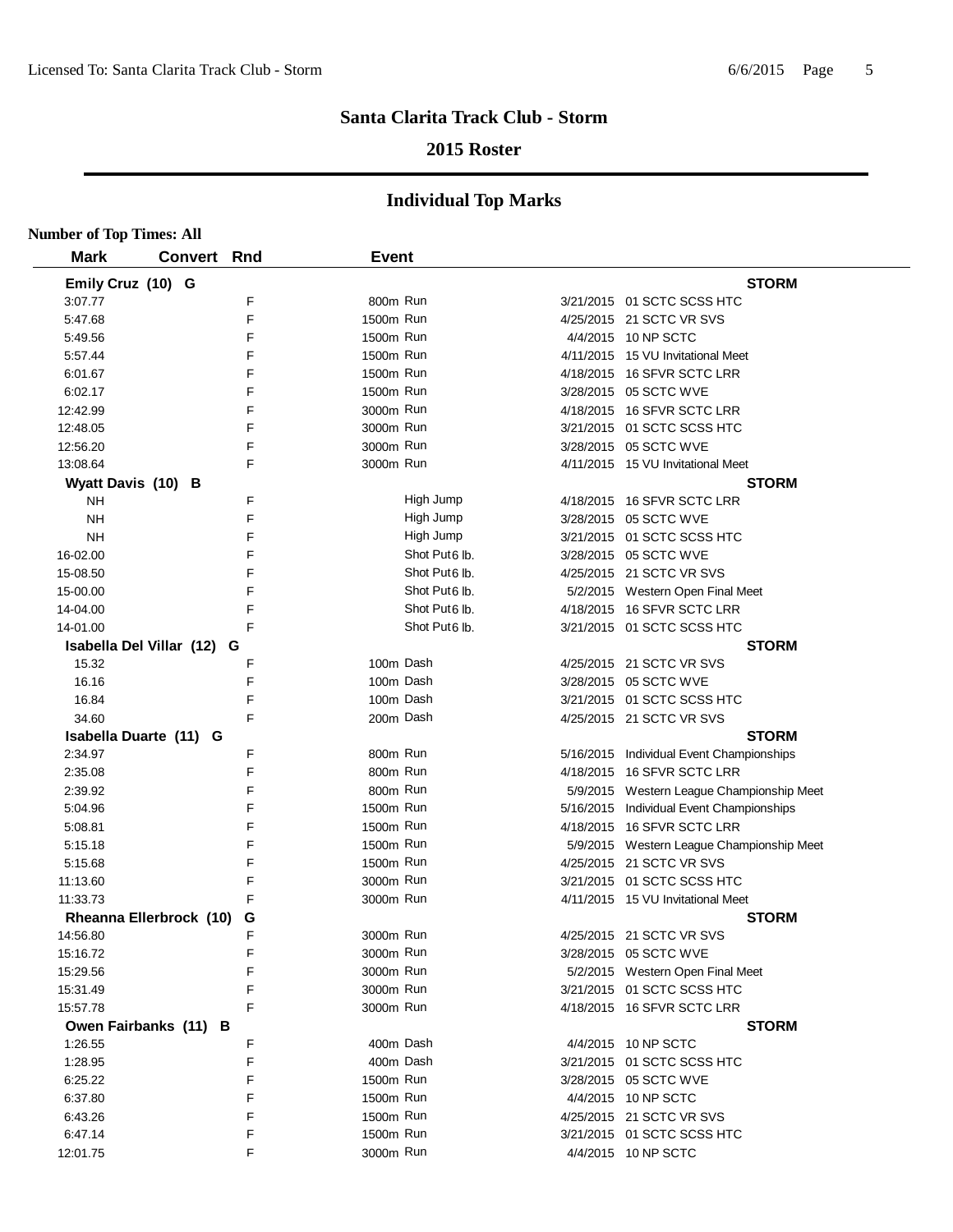# Santa Clarita Track Club - Storm

## 2015 Roster

## Individual Top Marks

**Number of Top Times: All**

| Mark | Convert | Rnd | Event | | Date | Meet |
|---|---|---|---|---|---|---|
| **Emily Cruz (10) G** | | | | | | **STORM** |
| 3:07.77 | | F | 800m | Run | 3/21/2015 | 01 SCTC SCSS HTC |
| 5:47.68 | | F | 1500m | Run | 4/25/2015 | 21 SCTC VR SVS |
| 5:49.56 | | F | 1500m | Run | 4/4/2015 | 10 NP SCTC |
| 5:57.44 | | F | 1500m | Run | 4/11/2015 | 15 VU Invitational Meet |
| 6:01.67 | | F | 1500m | Run | 4/18/2015 | 16 SFVR SCTC LRR |
| 6:02.17 | | F | 1500m | Run | 3/28/2015 | 05 SCTC WVE |
| 12:42.99 | | F | 3000m | Run | 4/18/2015 | 16 SFVR SCTC LRR |
| 12:48.05 | | F | 3000m | Run | 3/21/2015 | 01 SCTC SCSS HTC |
| 12:56.20 | | F | 3000m | Run | 3/28/2015 | 05 SCTC WVE |
| 13:08.64 | | F | 3000m | Run | 4/11/2015 | 15 VU Invitational Meet |
| **Wyatt Davis (10) B** | | | | | | **STORM** |
| NH | | F | | High Jump | 4/18/2015 | 16 SFVR SCTC LRR |
| NH | | F | | High Jump | 3/28/2015 | 05 SCTC WVE |
| NH | | F | | High Jump | 3/21/2015 | 01 SCTC SCSS HTC |
| 16-02.00 | | F | | Shot Put6 lb. | 3/28/2015 | 05 SCTC WVE |
| 15-08.50 | | F | | Shot Put6 lb. | 4/25/2015 | 21 SCTC VR SVS |
| 15-00.00 | | F | | Shot Put6 lb. | 5/2/2015 | Western Open Final Meet |
| 14-04.00 | | F | | Shot Put6 lb. | 4/18/2015 | 16 SFVR SCTC LRR |
| 14-01.00 | | F | | Shot Put6 lb. | 3/21/2015 | 01 SCTC SCSS HTC |
| **Isabella Del Villar (12) G** | | | | | | **STORM** |
| 15.32 | | F | 100m | Dash | 4/25/2015 | 21 SCTC VR SVS |
| 16.16 | | F | 100m | Dash | 3/28/2015 | 05 SCTC WVE |
| 16.84 | | F | 100m | Dash | 3/21/2015 | 01 SCTC SCSS HTC |
| 34.60 | | F | 200m | Dash | 4/25/2015 | 21 SCTC VR SVS |
| **Isabella Duarte (11) G** | | | | | | **STORM** |
| 2:34.97 | | F | 800m | Run | 5/16/2015 | Individual Event Championships |
| 2:35.08 | | F | 800m | Run | 4/18/2015 | 16 SFVR SCTC LRR |
| 2:39.92 | | F | 800m | Run | 5/9/2015 | Western League Championship Meet |
| 5:04.96 | | F | 1500m | Run | 5/16/2015 | Individual Event Championships |
| 5:08.81 | | F | 1500m | Run | 4/18/2015 | 16 SFVR SCTC LRR |
| 5:15.18 | | F | 1500m | Run | 5/9/2015 | Western League Championship Meet |
| 5:15.68 | | F | 1500m | Run | 4/25/2015 | 21 SCTC VR SVS |
| 11:13.60 | | F | 3000m | Run | 3/21/2015 | 01 SCTC SCSS HTC |
| 11:33.73 | | F | 3000m | Run | 4/11/2015 | 15 VU Invitational Meet |
| **Rheanna Ellerbrock (10) G** | | | | | | **STORM** |
| 14:56.80 | | F | 3000m | Run | 4/25/2015 | 21 SCTC VR SVS |
| 15:16.72 | | F | 3000m | Run | 3/28/2015 | 05 SCTC WVE |
| 15:29.56 | | F | 3000m | Run | 5/2/2015 | Western Open Final Meet |
| 15:31.49 | | F | 3000m | Run | 3/21/2015 | 01 SCTC SCSS HTC |
| 15:57.78 | | F | 3000m | Run | 4/18/2015 | 16 SFVR SCTC LRR |
| **Owen Fairbanks (11) B** | | | | | | **STORM** |
| 1:26.55 | | F | 400m | Dash | 4/4/2015 | 10 NP SCTC |
| 1:28.95 | | F | 400m | Dash | 3/21/2015 | 01 SCTC SCSS HTC |
| 6:25.22 | | F | 1500m | Run | 3/28/2015 | 05 SCTC WVE |
| 6:37.80 | | F | 1500m | Run | 4/4/2015 | 10 NP SCTC |
| 6:43.26 | | F | 1500m | Run | 4/25/2015 | 21 SCTC VR SVS |
| 6:47.14 | | F | 1500m | Run | 3/21/2015 | 01 SCTC SCSS HTC |
| 12:01.75 | | F | 3000m | Run | 4/4/2015 | 10 NP SCTC |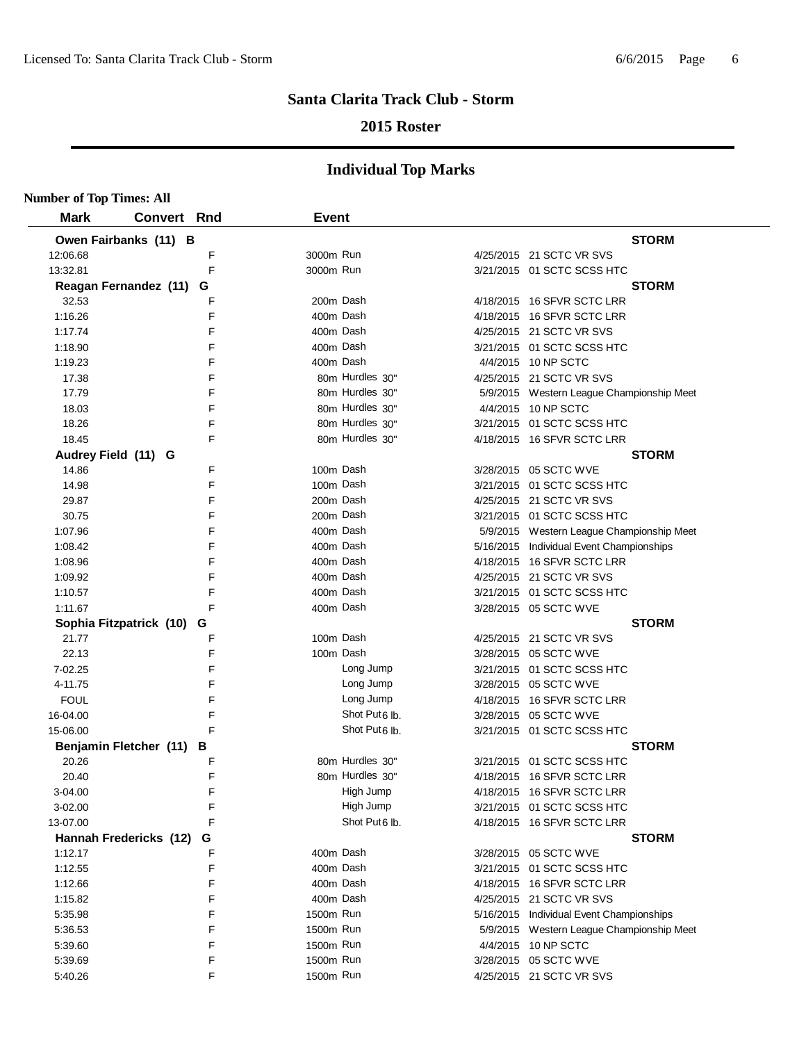# Santa Clarita Track Club - Storm

## 2015 Roster

### Individual Top Marks

**Number of Top Times: All**

| Mark | Convert | Rnd | Event | | Date | Meet |
|---|---|---|---|---|---|---|
| **Owen Fairbanks (11) B** | | | | | | **STORM** |
| 12:06.68 | | F | 3000m | Run | 4/25/2015 | 21 SCTC VR SVS |
| 13:32.81 | | F | 3000m | Run | 3/21/2015 | 01 SCTC SCSS HTC |
| **Reagan Fernandez (11) G** | | | | | | **STORM** |
| 32.53 | | F | 200m | Dash | 4/18/2015 | 16 SFVR SCTC LRR |
| 1:16.26 | | F | 400m | Dash | 4/18/2015 | 16 SFVR SCTC LRR |
| 1:17.74 | | F | 400m | Dash | 4/25/2015 | 21 SCTC VR SVS |
| 1:18.90 | | F | 400m | Dash | 3/21/2015 | 01 SCTC SCSS HTC |
| 1:19.23 | | F | 400m | Dash | 4/4/2015 | 10 NP SCTC |
| 17.38 | | F | 80m | Hurdles 30" | 4/25/2015 | 21 SCTC VR SVS |
| 17.79 | | F | 80m | Hurdles 30" | 5/9/2015 | Western League Championship Meet |
| 18.03 | | F | 80m | Hurdles 30" | 4/4/2015 | 10 NP SCTC |
| 18.26 | | F | 80m | Hurdles 30" | 3/21/2015 | 01 SCTC SCSS HTC |
| 18.45 | | F | 80m | Hurdles 30" | 4/18/2015 | 16 SFVR SCTC LRR |
| **Audrey Field (11) G** | | | | | | **STORM** |
| 14.86 | | F | 100m | Dash | 3/28/2015 | 05 SCTC WVE |
| 14.98 | | F | 100m | Dash | 3/21/2015 | 01 SCTC SCSS HTC |
| 29.87 | | F | 200m | Dash | 4/25/2015 | 21 SCTC VR SVS |
| 30.75 | | F | 200m | Dash | 3/21/2015 | 01 SCTC SCSS HTC |
| 1:07.96 | | F | 400m | Dash | 5/9/2015 | Western League Championship Meet |
| 1:08.42 | | F | 400m | Dash | 5/16/2015 | Individual Event Championships |
| 1:08.96 | | F | 400m | Dash | 4/18/2015 | 16 SFVR SCTC LRR |
| 1:09.92 | | F | 400m | Dash | 4/25/2015 | 21 SCTC VR SVS |
| 1:10.57 | | F | 400m | Dash | 3/21/2015 | 01 SCTC SCSS HTC |
| 1:11.67 | | F | 400m | Dash | 3/28/2015 | 05 SCTC WVE |
| **Sophia Fitzpatrick (10) G** | | | | | | **STORM** |
| 21.77 | | F | 100m | Dash | 4/25/2015 | 21 SCTC VR SVS |
| 22.13 | | F | 100m | Dash | 3/28/2015 | 05 SCTC WVE |
| 7-02.25 | | F | | Long Jump | 3/21/2015 | 01 SCTC SCSS HTC |
| 4-11.75 | | F | | Long Jump | 3/28/2015 | 05 SCTC WVE |
| FOUL | | F | | Long Jump | 4/18/2015 | 16 SFVR SCTC LRR |
| 16-04.00 | | F | | Shot Put 6 lb. | 3/28/2015 | 05 SCTC WVE |
| 15-06.00 | | F | | Shot Put 6 lb. | 3/21/2015 | 01 SCTC SCSS HTC |
| **Benjamin Fletcher (11) B** | | | | | | **STORM** |
| 20.26 | | F | 80m | Hurdles 30" | 3/21/2015 | 01 SCTC SCSS HTC |
| 20.40 | | F | 80m | Hurdles 30" | 4/18/2015 | 16 SFVR SCTC LRR |
| 3-04.00 | | F | | High Jump | 4/18/2015 | 16 SFVR SCTC LRR |
| 3-02.00 | | F | | High Jump | 3/21/2015 | 01 SCTC SCSS HTC |
| 13-07.00 | | F | | Shot Put 6 lb. | 4/18/2015 | 16 SFVR SCTC LRR |
| **Hannah Fredericks (12) G** | | | | | | **STORM** |
| 1:12.17 | | F | 400m | Dash | 3/28/2015 | 05 SCTC WVE |
| 1:12.55 | | F | 400m | Dash | 3/21/2015 | 01 SCTC SCSS HTC |
| 1:12.66 | | F | 400m | Dash | 4/18/2015 | 16 SFVR SCTC LRR |
| 1:15.82 | | F | 400m | Dash | 4/25/2015 | 21 SCTC VR SVS |
| 5:35.98 | | F | 1500m | Run | 5/16/2015 | Individual Event Championships |
| 5:36.53 | | F | 1500m | Run | 5/9/2015 | Western League Championship Meet |
| 5:39.60 | | F | 1500m | Run | 4/4/2015 | 10 NP SCTC |
| 5:39.69 | | F | 1500m | Run | 3/28/2015 | 05 SCTC WVE |
| 5:40.26 | | F | 1500m | Run | 4/25/2015 | 21 SCTC VR SVS |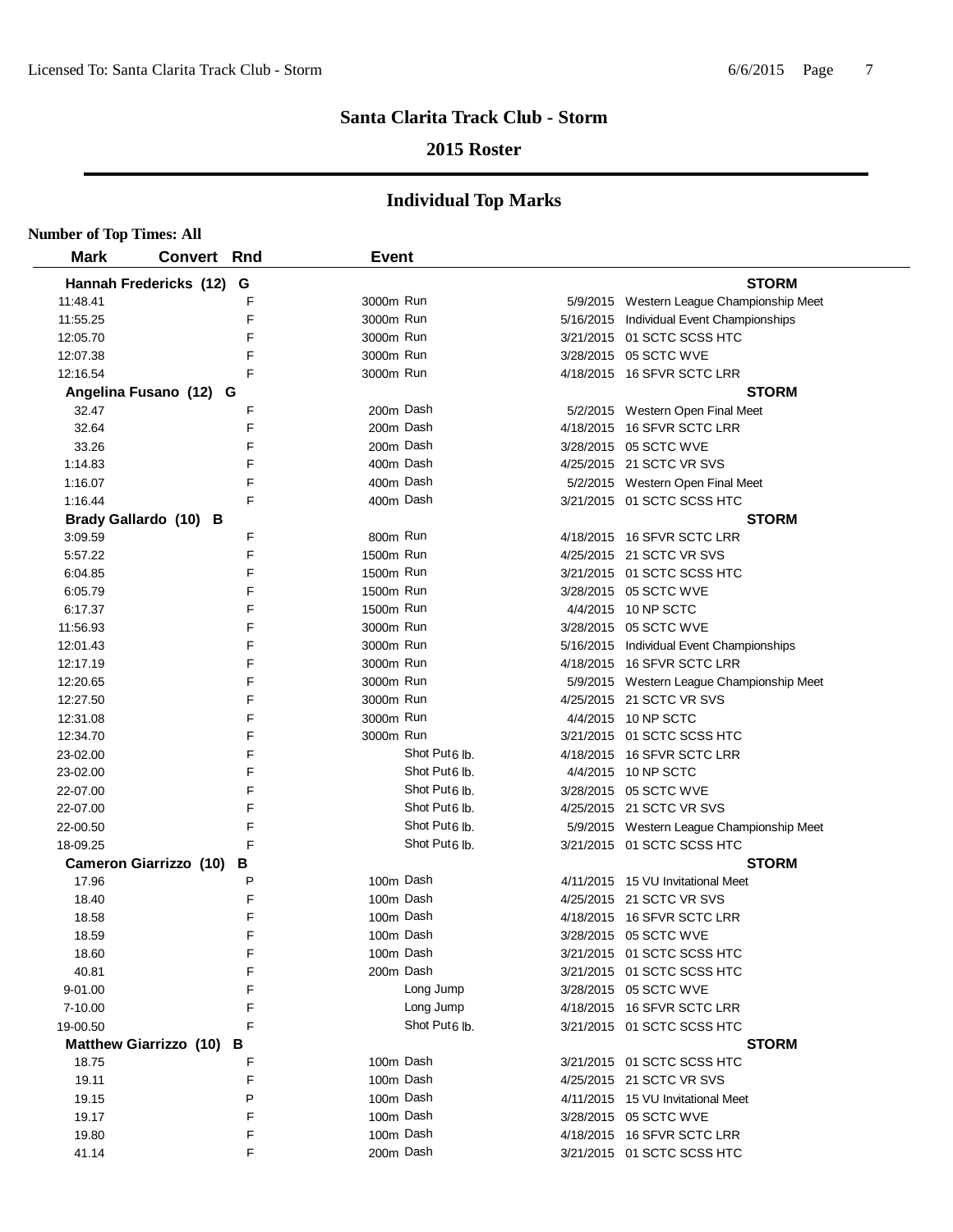## Santa Clarita Track Club - Storm

### 2015 Roster

### Individual Top Marks

**Number of Top Times: All**

| Mark | Convert | Rnd | Event | Date | Meet |
|---|---|---|---|---|---|
| **Hannah Fredericks (12) G** | | | | | **STORM** |
| 11:48.41 | | F | 3000m Run | 5/9/2015 | Western League Championship Meet |
| 11:55.25 | | F | 3000m Run | 5/16/2015 | Individual Event Championships |
| 12:05.70 | | F | 3000m Run | 3/21/2015 | 01 SCTC SCSS HTC |
| 12:07.38 | | F | 3000m Run | 3/28/2015 | 05 SCTC WVE |
| 12:16.54 | | F | 3000m Run | 4/18/2015 | 16 SFVR SCTC LRR |
| **Angelina Fusano (12) G** | | | | | **STORM** |
| 32.47 | | F | 200m Dash | 5/2/2015 | Western Open Final Meet |
| 32.64 | | F | 200m Dash | 4/18/2015 | 16 SFVR SCTC LRR |
| 33.26 | | F | 200m Dash | 3/28/2015 | 05 SCTC WVE |
| 1:14.83 | | F | 400m Dash | 4/25/2015 | 21 SCTC VR SVS |
| 1:16.07 | | F | 400m Dash | 5/2/2015 | Western Open Final Meet |
| 1:16.44 | | F | 400m Dash | 3/21/2015 | 01 SCTC SCSS HTC |
| **Brady Gallardo (10) B** | | | | | **STORM** |
| 3:09.59 | | F | 800m Run | 4/18/2015 | 16 SFVR SCTC LRR |
| 5:57.22 | | F | 1500m Run | 4/25/2015 | 21 SCTC VR SVS |
| 6:04.85 | | F | 1500m Run | 3/21/2015 | 01 SCTC SCSS HTC |
| 6:05.79 | | F | 1500m Run | 3/28/2015 | 05 SCTC WVE |
| 6:17.37 | | F | 1500m Run | 4/4/2015 | 10 NP SCTC |
| 11:56.93 | | F | 3000m Run | 3/28/2015 | 05 SCTC WVE |
| 12:01.43 | | F | 3000m Run | 5/16/2015 | Individual Event Championships |
| 12:17.19 | | F | 3000m Run | 4/18/2015 | 16 SFVR SCTC LRR |
| 12:20.65 | | F | 3000m Run | 5/9/2015 | Western League Championship Meet |
| 12:27.50 | | F | 3000m Run | 4/25/2015 | 21 SCTC VR SVS |
| 12:31.08 | | F | 3000m Run | 4/4/2015 | 10 NP SCTC |
| 12:34.70 | | F | 3000m Run | 3/21/2015 | 01 SCTC SCSS HTC |
| 23-02.00 | | F | Shot Put 6 lb. | 4/18/2015 | 16 SFVR SCTC LRR |
| 23-02.00 | | F | Shot Put 6 lb. | 4/4/2015 | 10 NP SCTC |
| 22-07.00 | | F | Shot Put 6 lb. | 3/28/2015 | 05 SCTC WVE |
| 22-07.00 | | F | Shot Put 6 lb. | 4/25/2015 | 21 SCTC VR SVS |
| 22-00.50 | | F | Shot Put 6 lb. | 5/9/2015 | Western League Championship Meet |
| 18-09.25 | | F | Shot Put 6 lb. | 3/21/2015 | 01 SCTC SCSS HTC |
| **Cameron Giarrizzo (10) B** | | | | | **STORM** |
| 17.96 | | P | 100m Dash | 4/11/2015 | 15 VU Invitational Meet |
| 18.40 | | F | 100m Dash | 4/25/2015 | 21 SCTC VR SVS |
| 18.58 | | F | 100m Dash | 4/18/2015 | 16 SFVR SCTC LRR |
| 18.59 | | F | 100m Dash | 3/28/2015 | 05 SCTC WVE |
| 18.60 | | F | 100m Dash | 3/21/2015 | 01 SCTC SCSS HTC |
| 40.81 | | F | 200m Dash | 3/21/2015 | 01 SCTC SCSS HTC |
| 9-01.00 | | F | Long Jump | 3/28/2015 | 05 SCTC WVE |
| 7-10.00 | | F | Long Jump | 4/18/2015 | 16 SFVR SCTC LRR |
| 19-00.50 | | F | Shot Put 6 lb. | 3/21/2015 | 01 SCTC SCSS HTC |
| **Matthew Giarrizzo (10) B** | | | | | **STORM** |
| 18.75 | | F | 100m Dash | 3/21/2015 | 01 SCTC SCSS HTC |
| 19.11 | | F | 100m Dash | 4/25/2015 | 21 SCTC VR SVS |
| 19.15 | | P | 100m Dash | 4/11/2015 | 15 VU Invitational Meet |
| 19.17 | | F | 100m Dash | 3/28/2015 | 05 SCTC WVE |
| 19.80 | | F | 100m Dash | 4/18/2015 | 16 SFVR SCTC LRR |
| 41.14 | | F | 200m Dash | 3/21/2015 | 01 SCTC SCSS HTC |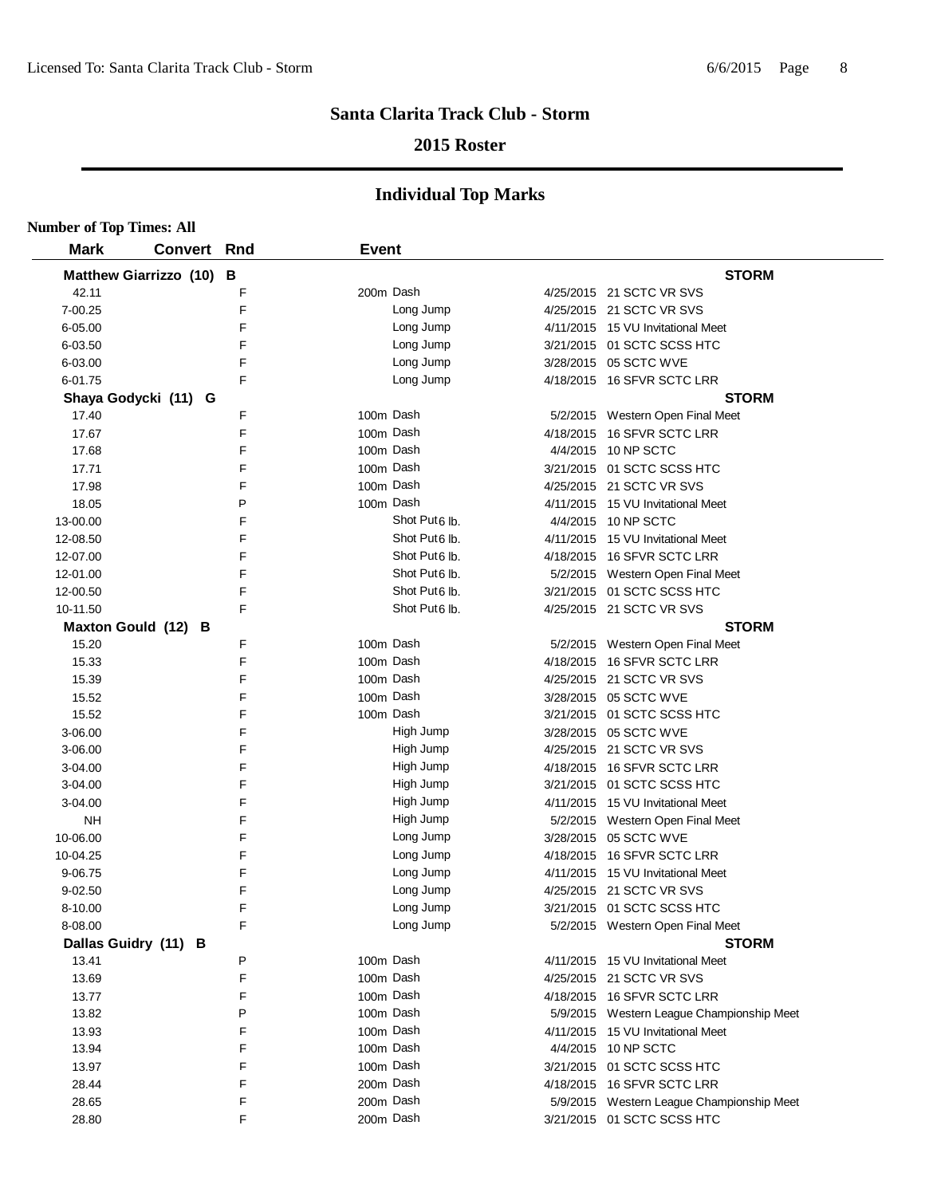# Santa Clarita Track Club - Storm

## 2015 Roster

## Individual Top Marks

**Number of Top Times: All**

| Mark | Convert | Rnd | Event | Date | Meet |
|---|---|---|---|---|---|
| **Matthew Giarrizzo (10) B** | | | | | **STORM** |
| 42.11 | | F | 200m Dash | 4/25/2015 | 21 SCTC VR SVS |
| 7-00.25 | | F | Long Jump | 4/25/2015 | 21 SCTC VR SVS |
| 6-05.00 | | F | Long Jump | 4/11/2015 | 15 VU Invitational Meet |
| 6-03.50 | | F | Long Jump | 3/21/2015 | 01 SCTC SCSS HTC |
| 6-03.00 | | F | Long Jump | 3/28/2015 | 05 SCTC WVE |
| 6-01.75 | | F | Long Jump | 4/18/2015 | 16 SFVR SCTC LRR |
| **Shaya Godycki (11) G** | | | | | **STORM** |
| 17.40 | | F | 100m Dash | 5/2/2015 | Western Open Final Meet |
| 17.67 | | F | 100m Dash | 4/18/2015 | 16 SFVR SCTC LRR |
| 17.68 | | F | 100m Dash | 4/4/2015 | 10 NP SCTC |
| 17.71 | | F | 100m Dash | 3/21/2015 | 01 SCTC SCSS HTC |
| 17.98 | | F | 100m Dash | 4/25/2015 | 21 SCTC VR SVS |
| 18.05 | | P | 100m Dash | 4/11/2015 | 15 VU Invitational Meet |
| 13-00.00 | | F | Shot Put 6 lb. | 4/4/2015 | 10 NP SCTC |
| 12-08.50 | | F | Shot Put 6 lb. | 4/11/2015 | 15 VU Invitational Meet |
| 12-07.00 | | F | Shot Put 6 lb. | 4/18/2015 | 16 SFVR SCTC LRR |
| 12-01.00 | | F | Shot Put 6 lb. | 5/2/2015 | Western Open Final Meet |
| 12-00.50 | | F | Shot Put 6 lb. | 3/21/2015 | 01 SCTC SCSS HTC |
| 10-11.50 | | F | Shot Put 6 lb. | 4/25/2015 | 21 SCTC VR SVS |
| **Maxton Gould (12) B** | | | | | **STORM** |
| 15.20 | | F | 100m Dash | 5/2/2015 | Western Open Final Meet |
| 15.33 | | F | 100m Dash | 4/18/2015 | 16 SFVR SCTC LRR |
| 15.39 | | F | 100m Dash | 4/25/2015 | 21 SCTC VR SVS |
| 15.52 | | F | 100m Dash | 3/28/2015 | 05 SCTC WVE |
| 15.52 | | F | 100m Dash | 3/21/2015 | 01 SCTC SCSS HTC |
| 3-06.00 | | F | High Jump | 3/28/2015 | 05 SCTC WVE |
| 3-06.00 | | F | High Jump | 4/25/2015 | 21 SCTC VR SVS |
| 3-04.00 | | F | High Jump | 4/18/2015 | 16 SFVR SCTC LRR |
| 3-04.00 | | F | High Jump | 3/21/2015 | 01 SCTC SCSS HTC |
| 3-04.00 | | F | High Jump | 4/11/2015 | 15 VU Invitational Meet |
| NH | | F | High Jump | 5/2/2015 | Western Open Final Meet |
| 10-06.00 | | F | Long Jump | 3/28/2015 | 05 SCTC WVE |
| 10-04.25 | | F | Long Jump | 4/18/2015 | 16 SFVR SCTC LRR |
| 9-06.75 | | F | Long Jump | 4/11/2015 | 15 VU Invitational Meet |
| 9-02.50 | | F | Long Jump | 4/25/2015 | 21 SCTC VR SVS |
| 8-10.00 | | F | Long Jump | 3/21/2015 | 01 SCTC SCSS HTC |
| 8-08.00 | | F | Long Jump | 5/2/2015 | Western Open Final Meet |
| **Dallas Guidry (11) B** | | | | | **STORM** |
| 13.41 | | P | 100m Dash | 4/11/2015 | 15 VU Invitational Meet |
| 13.69 | | F | 100m Dash | 4/25/2015 | 21 SCTC VR SVS |
| 13.77 | | F | 100m Dash | 4/18/2015 | 16 SFVR SCTC LRR |
| 13.82 | | P | 100m Dash | 5/9/2015 | Western League Championship Meet |
| 13.93 | | F | 100m Dash | 4/11/2015 | 15 VU Invitational Meet |
| 13.94 | | F | 100m Dash | 4/4/2015 | 10 NP SCTC |
| 13.97 | | F | 100m Dash | 3/21/2015 | 01 SCTC SCSS HTC |
| 28.44 | | F | 200m Dash | 4/18/2015 | 16 SFVR SCTC LRR |
| 28.65 | | F | 200m Dash | 5/9/2015 | Western League Championship Meet |
| 28.80 | | F | 200m Dash | 3/21/2015 | 01 SCTC SCSS HTC |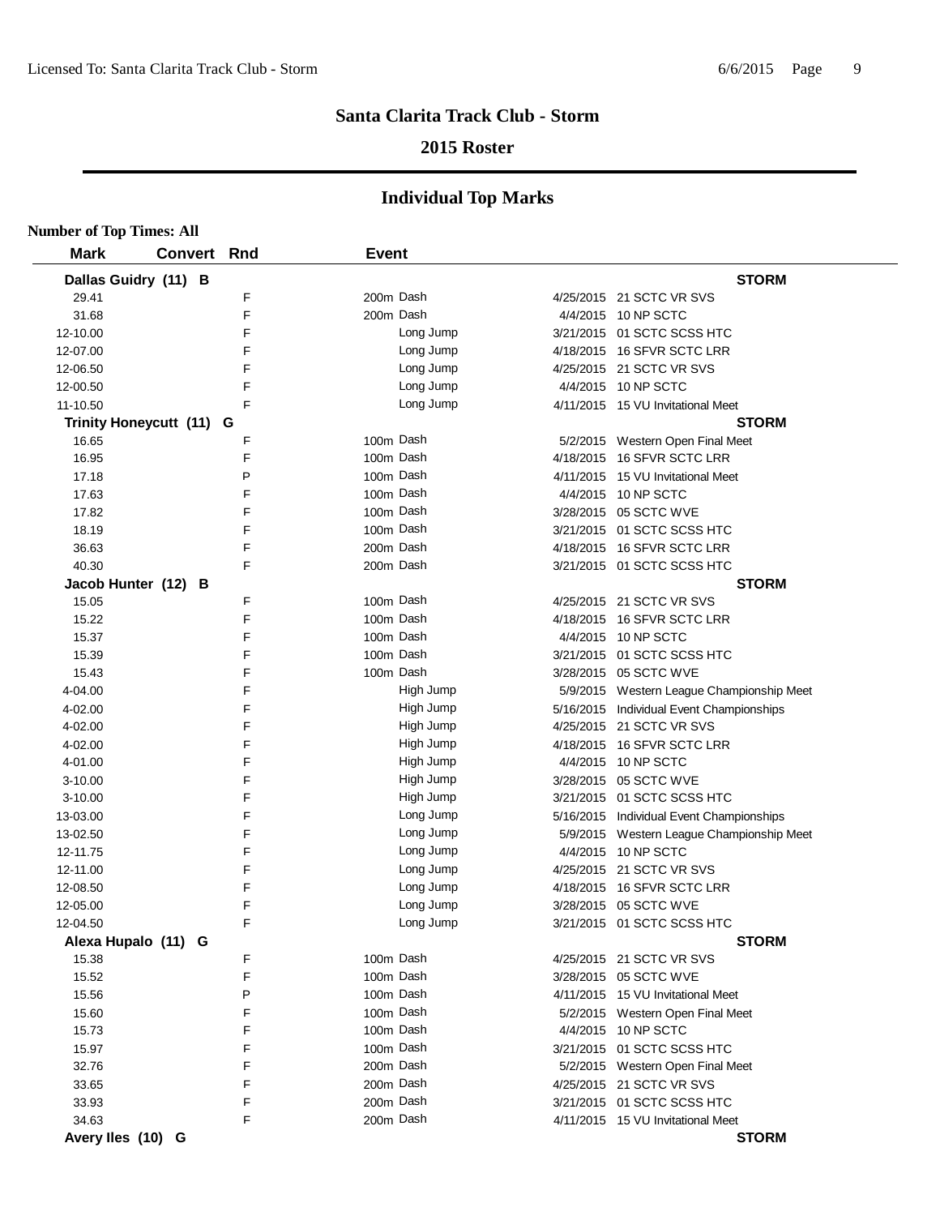# Santa Clarita Track Club - Storm

## 2015 Roster

## Individual Top Marks

**Number of Top Times: All**

| Mark | Convert | Rnd | Event | Date | Meet |
|---|---|---|---|---|---|
| **Dallas Guidry (11) B** | | | | | **STORM** |
| 29.41 | | F | 200m Dash | 4/25/2015 | 21 SCTC VR SVS |
| 31.68 | | F | 200m Dash | 4/4/2015 | 10 NP SCTC |
| 12-10.00 | | F | Long Jump | 3/21/2015 | 01 SCTC SCSS HTC |
| 12-07.00 | | F | Long Jump | 4/18/2015 | 16 SFVR SCTC LRR |
| 12-06.50 | | F | Long Jump | 4/25/2015 | 21 SCTC VR SVS |
| 12-00.50 | | F | Long Jump | 4/4/2015 | 10 NP SCTC |
| 11-10.50 | | F | Long Jump | 4/11/2015 | 15 VU Invitational Meet |
| **Trinity Honeycutt (11) G** | | | | | **STORM** |
| 16.65 | | F | 100m Dash | 5/2/2015 | Western Open Final Meet |
| 16.95 | | F | 100m Dash | 4/18/2015 | 16 SFVR SCTC LRR |
| 17.18 | | P | 100m Dash | 4/11/2015 | 15 VU Invitational Meet |
| 17.63 | | F | 100m Dash | 4/4/2015 | 10 NP SCTC |
| 17.82 | | F | 100m Dash | 3/28/2015 | 05 SCTC WVE |
| 18.19 | | F | 100m Dash | 3/21/2015 | 01 SCTC SCSS HTC |
| 36.63 | | F | 200m Dash | 4/18/2015 | 16 SFVR SCTC LRR |
| 40.30 | | F | 200m Dash | 3/21/2015 | 01 SCTC SCSS HTC |
| **Jacob Hunter (12) B** | | | | | **STORM** |
| 15.05 | | F | 100m Dash | 4/25/2015 | 21 SCTC VR SVS |
| 15.22 | | F | 100m Dash | 4/18/2015 | 16 SFVR SCTC LRR |
| 15.37 | | F | 100m Dash | 4/4/2015 | 10 NP SCTC |
| 15.39 | | F | 100m Dash | 3/21/2015 | 01 SCTC SCSS HTC |
| 15.43 | | F | 100m Dash | 3/28/2015 | 05 SCTC WVE |
| 4-04.00 | | F | High Jump | 5/9/2015 | Western League Championship Meet |
| 4-02.00 | | F | High Jump | 5/16/2015 | Individual Event Championships |
| 4-02.00 | | F | High Jump | 4/25/2015 | 21 SCTC VR SVS |
| 4-02.00 | | F | High Jump | 4/18/2015 | 16 SFVR SCTC LRR |
| 4-01.00 | | F | High Jump | 4/4/2015 | 10 NP SCTC |
| 3-10.00 | | F | High Jump | 3/28/2015 | 05 SCTC WVE |
| 3-10.00 | | F | High Jump | 3/21/2015 | 01 SCTC SCSS HTC |
| 13-03.00 | | F | Long Jump | 5/16/2015 | Individual Event Championships |
| 13-02.50 | | F | Long Jump | 5/9/2015 | Western League Championship Meet |
| 12-11.75 | | F | Long Jump | 4/4/2015 | 10 NP SCTC |
| 12-11.00 | | F | Long Jump | 4/25/2015 | 21 SCTC VR SVS |
| 12-08.50 | | F | Long Jump | 4/18/2015 | 16 SFVR SCTC LRR |
| 12-05.00 | | F | Long Jump | 3/28/2015 | 05 SCTC WVE |
| 12-04.50 | | F | Long Jump | 3/21/2015 | 01 SCTC SCSS HTC |
| **Alexa Hupalo (11) G** | | | | | **STORM** |
| 15.38 | | F | 100m Dash | 4/25/2015 | 21 SCTC VR SVS |
| 15.52 | | F | 100m Dash | 3/28/2015 | 05 SCTC WVE |
| 15.56 | | P | 100m Dash | 4/11/2015 | 15 VU Invitational Meet |
| 15.60 | | F | 100m Dash | 5/2/2015 | Western Open Final Meet |
| 15.73 | | F | 100m Dash | 4/4/2015 | 10 NP SCTC |
| 15.97 | | F | 100m Dash | 3/21/2015 | 01 SCTC SCSS HTC |
| 32.76 | | F | 200m Dash | 5/2/2015 | Western Open Final Meet |
| 33.65 | | F | 200m Dash | 4/25/2015 | 21 SCTC VR SVS |
| 33.93 | | F | 200m Dash | 3/21/2015 | 01 SCTC SCSS HTC |
| 34.63 | | F | 200m Dash | 4/11/2015 | 15 VU Invitational Meet |
| **Avery Iles (10) G** | | | | | **STORM** |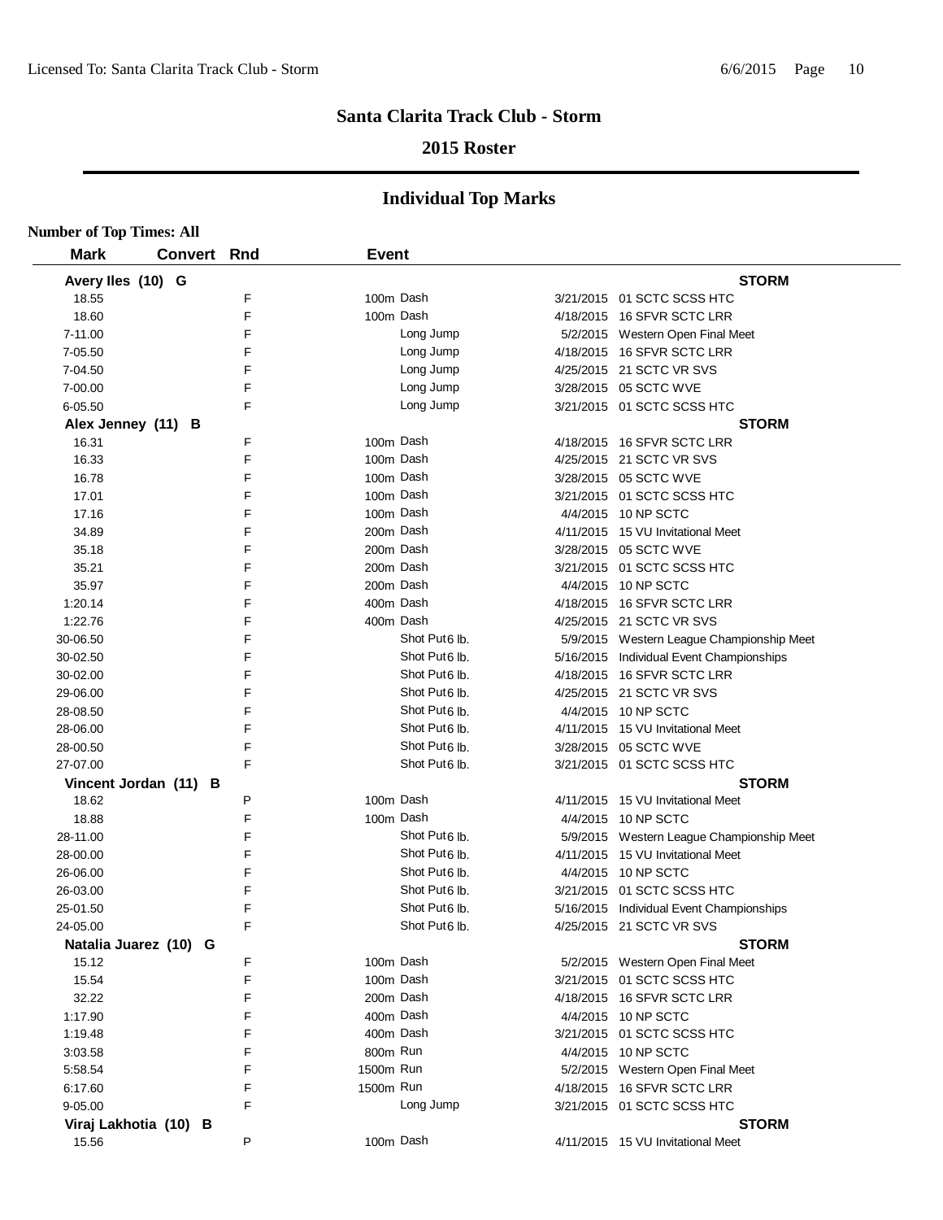## Santa Clarita Track Club - Storm

### 2015 Roster

## Individual Top Marks

**Number of Top Times: All**

| Mark | Convert | Rnd | Event | Date | Meet |
|---|---|---|---|---|---|
| **Avery Iles (10) G** | | | | | **STORM** |
| 18.55 | | F | 100m Dash | 3/21/2015 | 01 SCTC SCSS HTC |
| 18.60 | | F | 100m Dash | 4/18/2015 | 16 SFVR SCTC LRR |
| 7-11.00 | | F | Long Jump | 5/2/2015 | Western Open Final Meet |
| 7-05.50 | | F | Long Jump | 4/18/2015 | 16 SFVR SCTC LRR |
| 7-04.50 | | F | Long Jump | 4/25/2015 | 21 SCTC VR SVS |
| 7-00.00 | | F | Long Jump | 3/28/2015 | 05 SCTC WVE |
| 6-05.50 | | F | Long Jump | 3/21/2015 | 01 SCTC SCSS HTC |
| **Alex Jenney (11) B** | | | | | **STORM** |
| 16.31 | | F | 100m Dash | 4/18/2015 | 16 SFVR SCTC LRR |
| 16.33 | | F | 100m Dash | 4/25/2015 | 21 SCTC VR SVS |
| 16.78 | | F | 100m Dash | 3/28/2015 | 05 SCTC WVE |
| 17.01 | | F | 100m Dash | 3/21/2015 | 01 SCTC SCSS HTC |
| 17.16 | | F | 100m Dash | 4/4/2015 | 10 NP SCTC |
| 34.89 | | F | 200m Dash | 4/11/2015 | 15 VU Invitational Meet |
| 35.18 | | F | 200m Dash | 3/28/2015 | 05 SCTC WVE |
| 35.21 | | F | 200m Dash | 3/21/2015 | 01 SCTC SCSS HTC |
| 35.97 | | F | 200m Dash | 4/4/2015 | 10 NP SCTC |
| 1:20.14 | | F | 400m Dash | 4/18/2015 | 16 SFVR SCTC LRR |
| 1:22.76 | | F | 400m Dash | 4/25/2015 | 21 SCTC VR SVS |
| 30-06.50 | | F | Shot Put 6 lb. | 5/9/2015 | Western League Championship Meet |
| 30-02.50 | | F | Shot Put 6 lb. | 5/16/2015 | Individual Event Championships |
| 30-02.00 | | F | Shot Put 6 lb. | 4/18/2015 | 16 SFVR SCTC LRR |
| 29-06.00 | | F | Shot Put 6 lb. | 4/25/2015 | 21 SCTC VR SVS |
| 28-08.50 | | F | Shot Put 6 lb. | 4/4/2015 | 10 NP SCTC |
| 28-06.00 | | F | Shot Put 6 lb. | 4/11/2015 | 15 VU Invitational Meet |
| 28-00.50 | | F | Shot Put 6 lb. | 3/28/2015 | 05 SCTC WVE |
| 27-07.00 | | F | Shot Put 6 lb. | 3/21/2015 | 01 SCTC SCSS HTC |
| **Vincent Jordan (11) B** | | | | | **STORM** |
| 18.62 | | P | 100m Dash | 4/11/2015 | 15 VU Invitational Meet |
| 18.88 | | F | 100m Dash | 4/4/2015 | 10 NP SCTC |
| 28-11.00 | | F | Shot Put 6 lb. | 5/9/2015 | Western League Championship Meet |
| 28-00.00 | | F | Shot Put 6 lb. | 4/11/2015 | 15 VU Invitational Meet |
| 26-06.00 | | F | Shot Put 6 lb. | 4/4/2015 | 10 NP SCTC |
| 26-03.00 | | F | Shot Put 6 lb. | 3/21/2015 | 01 SCTC SCSS HTC |
| 25-01.50 | | F | Shot Put 6 lb. | 5/16/2015 | Individual Event Championships |
| 24-05.00 | | F | Shot Put 6 lb. | 4/25/2015 | 21 SCTC VR SVS |
| **Natalia Juarez (10) G** | | | | | **STORM** |
| 15.12 | | F | 100m Dash | 5/2/2015 | Western Open Final Meet |
| 15.54 | | F | 100m Dash | 3/21/2015 | 01 SCTC SCSS HTC |
| 32.22 | | F | 200m Dash | 4/18/2015 | 16 SFVR SCTC LRR |
| 1:17.90 | | F | 400m Dash | 4/4/2015 | 10 NP SCTC |
| 1:19.48 | | F | 400m Dash | 3/21/2015 | 01 SCTC SCSS HTC |
| 3:03.58 | | F | 800m Run | 4/4/2015 | 10 NP SCTC |
| 5:58.54 | | F | 1500m Run | 5/2/2015 | Western Open Final Meet |
| 6:17.60 | | F | 1500m Run | 4/18/2015 | 16 SFVR SCTC LRR |
| 9-05.00 | | F | Long Jump | 3/21/2015 | 01 SCTC SCSS HTC |
| **Viraj Lakhotia (10) B** | | | | | **STORM** |
| 15.56 | | P | 100m Dash | 4/11/2015 | 15 VU Invitational Meet |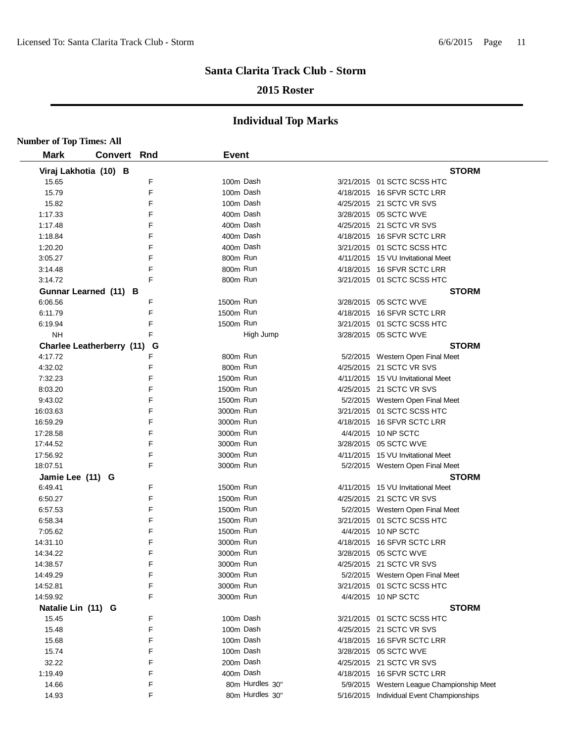# Santa Clarita Track Club - Storm

## 2015 Roster

## Individual Top Marks

**Number of Top Times: All**

| Mark | Convert | Rnd | Event | Date | Meet |
|---|---|---|---|---|---|
| **Viraj Lakhotia (10) B** | | | | | **STORM** |
| 15.65 | | F | 100m Dash | 3/21/2015 | 01 SCTC SCSS HTC |
| 15.79 | | F | 100m Dash | 4/18/2015 | 16 SFVR SCTC LRR |
| 15.82 | | F | 100m Dash | 4/25/2015 | 21 SCTC VR SVS |
| 1:17.33 | | F | 400m Dash | 3/28/2015 | 05 SCTC WVE |
| 1:17.48 | | F | 400m Dash | 4/25/2015 | 21 SCTC VR SVS |
| 1:18.84 | | F | 400m Dash | 4/18/2015 | 16 SFVR SCTC LRR |
| 1:20.20 | | F | 400m Dash | 3/21/2015 | 01 SCTC SCSS HTC |
| 3:05.27 | | F | 800m Run | 4/11/2015 | 15 VU Invitational Meet |
| 3:14.48 | | F | 800m Run | 4/18/2015 | 16 SFVR SCTC LRR |
| 3:14.72 | | F | 800m Run | 3/21/2015 | 01 SCTC SCSS HTC |
| **Gunnar Learned (11) B** | | | | | **STORM** |
| 6:06.56 | | F | 1500m Run | 3/28/2015 | 05 SCTC WVE |
| 6:11.79 | | F | 1500m Run | 4/18/2015 | 16 SFVR SCTC LRR |
| 6:19.94 | | F | 1500m Run | 3/21/2015 | 01 SCTC SCSS HTC |
| NH | | F | High Jump | 3/28/2015 | 05 SCTC WVE |
| **Charlee Leatherberry (11) G** | | | | | **STORM** |
| 4:17.72 | | F | 800m Run | 5/2/2015 | Western Open Final Meet |
| 4:32.02 | | F | 800m Run | 4/25/2015 | 21 SCTC VR SVS |
| 7:32.23 | | F | 1500m Run | 4/11/2015 | 15 VU Invitational Meet |
| 8:03.20 | | F | 1500m Run | 4/25/2015 | 21 SCTC VR SVS |
| 9:43.02 | | F | 1500m Run | 5/2/2015 | Western Open Final Meet |
| 16:03.63 | | F | 3000m Run | 3/21/2015 | 01 SCTC SCSS HTC |
| 16:59.29 | | F | 3000m Run | 4/18/2015 | 16 SFVR SCTC LRR |
| 17:28.58 | | F | 3000m Run | 4/4/2015 | 10 NP SCTC |
| 17:44.52 | | F | 3000m Run | 3/28/2015 | 05 SCTC WVE |
| 17:56.92 | | F | 3000m Run | 4/11/2015 | 15 VU Invitational Meet |
| 18:07.51 | | F | 3000m Run | 5/2/2015 | Western Open Final Meet |
| **Jamie Lee (11) G** | | | | | **STORM** |
| 6:49.41 | | F | 1500m Run | 4/11/2015 | 15 VU Invitational Meet |
| 6:50.27 | | F | 1500m Run | 4/25/2015 | 21 SCTC VR SVS |
| 6:57.53 | | F | 1500m Run | 5/2/2015 | Western Open Final Meet |
| 6:58.34 | | F | 1500m Run | 3/21/2015 | 01 SCTC SCSS HTC |
| 7:05.62 | | F | 1500m Run | 4/4/2015 | 10 NP SCTC |
| 14:31.10 | | F | 3000m Run | 4/18/2015 | 16 SFVR SCTC LRR |
| 14:34.22 | | F | 3000m Run | 3/28/2015 | 05 SCTC WVE |
| 14:38.57 | | F | 3000m Run | 4/25/2015 | 21 SCTC VR SVS |
| 14:49.29 | | F | 3000m Run | 5/2/2015 | Western Open Final Meet |
| 14:52.81 | | F | 3000m Run | 3/21/2015 | 01 SCTC SCSS HTC |
| 14:59.92 | | F | 3000m Run | 4/4/2015 | 10 NP SCTC |
| **Natalie Lin (11) G** | | | | | **STORM** |
| 15.45 | | F | 100m Dash | 3/21/2015 | 01 SCTC SCSS HTC |
| 15.48 | | F | 100m Dash | 4/25/2015 | 21 SCTC VR SVS |
| 15.68 | | F | 100m Dash | 4/18/2015 | 16 SFVR SCTC LRR |
| 15.74 | | F | 100m Dash | 3/28/2015 | 05 SCTC WVE |
| 32.22 | | F | 200m Dash | 4/25/2015 | 21 SCTC VR SVS |
| 1:19.49 | | F | 400m Dash | 4/18/2015 | 16 SFVR SCTC LRR |
| 14.66 | | F | 80m Hurdles 30" | 5/9/2015 | Western League Championship Meet |
| 14.93 | | F | 80m Hurdles 30" | 5/16/2015 | Individual Event Championships |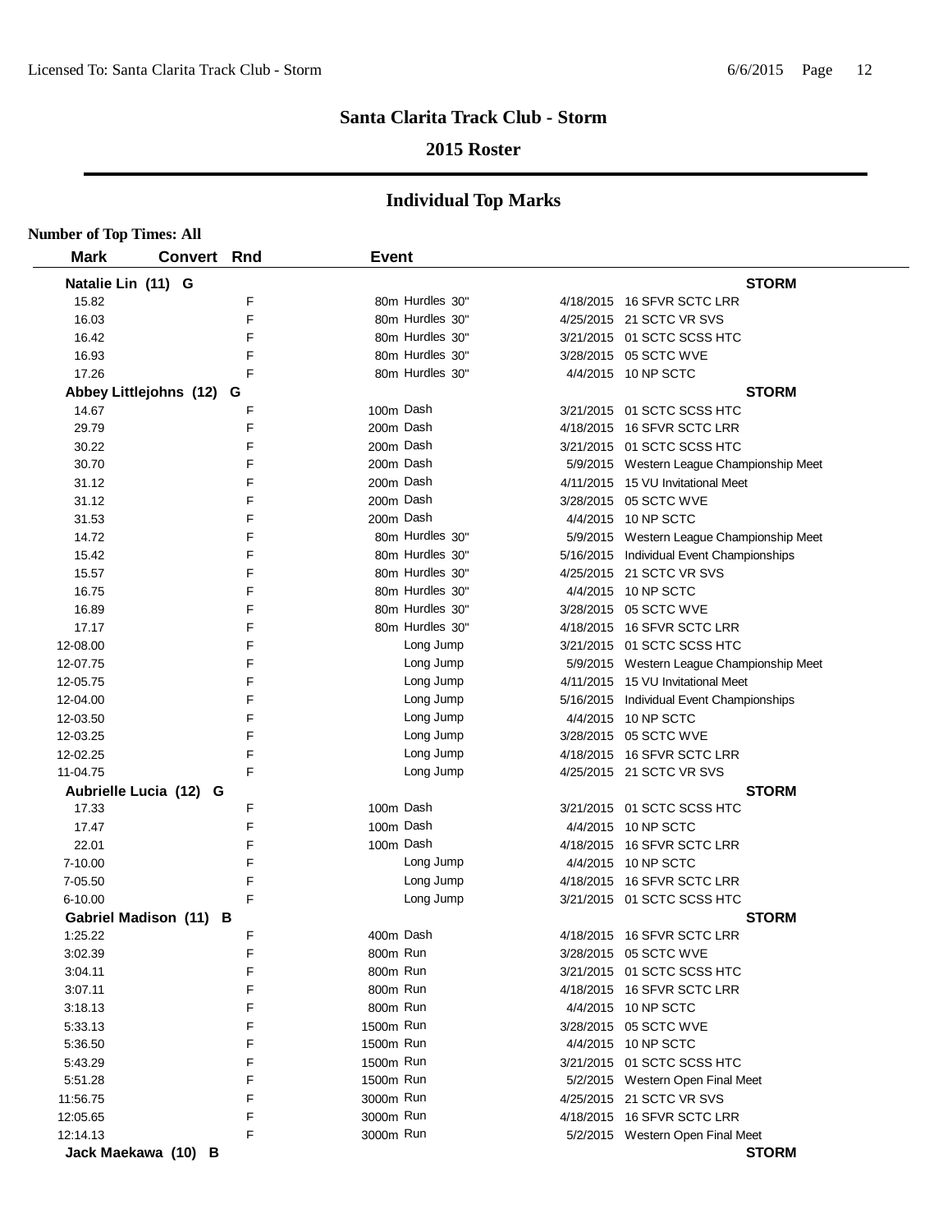## Santa Clarita Track Club - Storm

### 2015 Roster

## Individual Top Marks

**Number of Top Times: All**

| Mark | Convert | Rnd | Event | | |
|---|---|---|---|---|---|
| **Natalie Lin (11) G** | | | | | **STORM** |
| 15.82 | | F | 80m Hurdles 30" | 4/18/2015 | 16 SFVR SCTC LRR |
| 16.03 | | F | 80m Hurdles 30" | 4/25/2015 | 21 SCTC VR SVS |
| 16.42 | | F | 80m Hurdles 30" | 3/21/2015 | 01 SCTC SCSS HTC |
| 16.93 | | F | 80m Hurdles 30" | 3/28/2015 | 05 SCTC WVE |
| 17.26 | | F | 80m Hurdles 30" | 4/4/2015 | 10 NP SCTC |
| **Abbey Littlejohns (12) G** | | | | | **STORM** |
| 14.67 | | F | 100m Dash | 3/21/2015 | 01 SCTC SCSS HTC |
| 29.79 | | F | 200m Dash | 4/18/2015 | 16 SFVR SCTC LRR |
| 30.22 | | F | 200m Dash | 3/21/2015 | 01 SCTC SCSS HTC |
| 30.70 | | F | 200m Dash | 5/9/2015 | Western League Championship Meet |
| 31.12 | | F | 200m Dash | 4/11/2015 | 15 VU Invitational Meet |
| 31.12 | | F | 200m Dash | 3/28/2015 | 05 SCTC WVE |
| 31.53 | | F | 200m Dash | 4/4/2015 | 10 NP SCTC |
| 14.72 | | F | 80m Hurdles 30" | 5/9/2015 | Western League Championship Meet |
| 15.42 | | F | 80m Hurdles 30" | 5/16/2015 | Individual Event Championships |
| 15.57 | | F | 80m Hurdles 30" | 4/25/2015 | 21 SCTC VR SVS |
| 16.75 | | F | 80m Hurdles 30" | 4/4/2015 | 10 NP SCTC |
| 16.89 | | F | 80m Hurdles 30" | 3/28/2015 | 05 SCTC WVE |
| 17.17 | | F | 80m Hurdles 30" | 4/18/2015 | 16 SFVR SCTC LRR |
| 12-08.00 | | F | Long Jump | 3/21/2015 | 01 SCTC SCSS HTC |
| 12-07.75 | | F | Long Jump | 5/9/2015 | Western League Championship Meet |
| 12-05.75 | | F | Long Jump | 4/11/2015 | 15 VU Invitational Meet |
| 12-04.00 | | F | Long Jump | 5/16/2015 | Individual Event Championships |
| 12-03.50 | | F | Long Jump | 4/4/2015 | 10 NP SCTC |
| 12-03.25 | | F | Long Jump | 3/28/2015 | 05 SCTC WVE |
| 12-02.25 | | F | Long Jump | 4/18/2015 | 16 SFVR SCTC LRR |
| 11-04.75 | | F | Long Jump | 4/25/2015 | 21 SCTC VR SVS |
| **Aubrielle Lucia (12) G** | | | | | **STORM** |
| 17.33 | | F | 100m Dash | 3/21/2015 | 01 SCTC SCSS HTC |
| 17.47 | | F | 100m Dash | 4/4/2015 | 10 NP SCTC |
| 22.01 | | F | 100m Dash | 4/18/2015 | 16 SFVR SCTC LRR |
| 7-10.00 | | F | Long Jump | 4/4/2015 | 10 NP SCTC |
| 7-05.50 | | F | Long Jump | 4/18/2015 | 16 SFVR SCTC LRR |
| 6-10.00 | | F | Long Jump | 3/21/2015 | 01 SCTC SCSS HTC |
| **Gabriel Madison (11) B** | | | | | **STORM** |
| 1:25.22 | | F | 400m Dash | 4/18/2015 | 16 SFVR SCTC LRR |
| 3:02.39 | | F | 800m Run | 3/28/2015 | 05 SCTC WVE |
| 3:04.11 | | F | 800m Run | 3/21/2015 | 01 SCTC SCSS HTC |
| 3:07.11 | | F | 800m Run | 4/18/2015 | 16 SFVR SCTC LRR |
| 3:18.13 | | F | 800m Run | 4/4/2015 | 10 NP SCTC |
| 5:33.13 | | F | 1500m Run | 3/28/2015 | 05 SCTC WVE |
| 5:36.50 | | F | 1500m Run | 4/4/2015 | 10 NP SCTC |
| 5:43.29 | | F | 1500m Run | 3/21/2015 | 01 SCTC SCSS HTC |
| 5:51.28 | | F | 1500m Run | 5/2/2015 | Western Open Final Meet |
| 11:56.75 | | F | 3000m Run | 4/25/2015 | 21 SCTC VR SVS |
| 12:05.65 | | F | 3000m Run | 4/18/2015 | 16 SFVR SCTC LRR |
| 12:14.13 | | F | 3000m Run | 5/2/2015 | Western Open Final Meet |
| **Jack Maekawa (10) B** | | | | | **STORM** |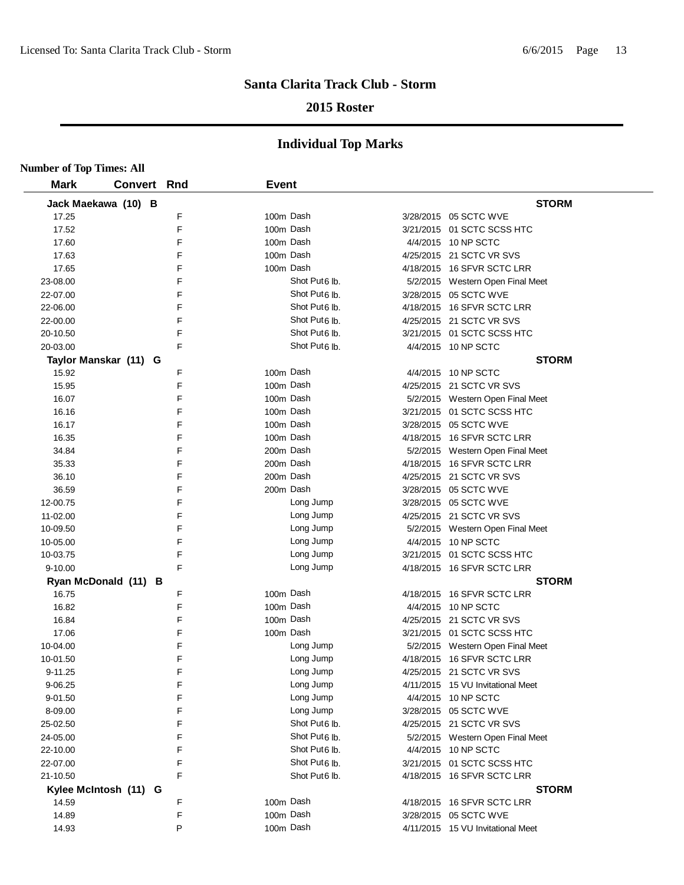## Santa Clarita Track Club - Storm

### 2015 Roster

## Individual Top Marks

**Number of Top Times: All**

| Mark | Convert | Rnd | Event | Date | Meet |
|---|---|---|---|---|---|
| **Jack Maekawa (10) B** | | | | | **STORM** |
| 17.25 | | F | 100m Dash | 3/28/2015 | 05 SCTC WVE |
| 17.52 | | F | 100m Dash | 3/21/2015 | 01 SCTC SCSS HTC |
| 17.60 | | F | 100m Dash | 4/4/2015 | 10 NP SCTC |
| 17.63 | | F | 100m Dash | 4/25/2015 | 21 SCTC VR SVS |
| 17.65 | | F | 100m Dash | 4/18/2015 | 16 SFVR SCTC LRR |
| 23-08.00 | | F | Shot Put 6 lb. | 5/2/2015 | Western Open Final Meet |
| 22-07.00 | | F | Shot Put 6 lb. | 3/28/2015 | 05 SCTC WVE |
| 22-06.00 | | F | Shot Put 6 lb. | 4/18/2015 | 16 SFVR SCTC LRR |
| 22-00.00 | | F | Shot Put 6 lb. | 4/25/2015 | 21 SCTC VR SVS |
| 20-10.50 | | F | Shot Put 6 lb. | 3/21/2015 | 01 SCTC SCSS HTC |
| 20-03.00 | | F | Shot Put 6 lb. | 4/4/2015 | 10 NP SCTC |
| **Taylor Manskar (11) G** | | | | | **STORM** |
| 15.92 | | F | 100m Dash | 4/4/2015 | 10 NP SCTC |
| 15.95 | | F | 100m Dash | 4/25/2015 | 21 SCTC VR SVS |
| 16.07 | | F | 100m Dash | 5/2/2015 | Western Open Final Meet |
| 16.16 | | F | 100m Dash | 3/21/2015 | 01 SCTC SCSS HTC |
| 16.17 | | F | 100m Dash | 3/28/2015 | 05 SCTC WVE |
| 16.35 | | F | 100m Dash | 4/18/2015 | 16 SFVR SCTC LRR |
| 34.84 | | F | 200m Dash | 5/2/2015 | Western Open Final Meet |
| 35.33 | | F | 200m Dash | 4/18/2015 | 16 SFVR SCTC LRR |
| 36.10 | | F | 200m Dash | 4/25/2015 | 21 SCTC VR SVS |
| 36.59 | | F | 200m Dash | 3/28/2015 | 05 SCTC WVE |
| 12-00.75 | | F | Long Jump | 3/28/2015 | 05 SCTC WVE |
| 11-02.00 | | F | Long Jump | 4/25/2015 | 21 SCTC VR SVS |
| 10-09.50 | | F | Long Jump | 5/2/2015 | Western Open Final Meet |
| 10-05.00 | | F | Long Jump | 4/4/2015 | 10 NP SCTC |
| 10-03.75 | | F | Long Jump | 3/21/2015 | 01 SCTC SCSS HTC |
| 9-10.00 | | F | Long Jump | 4/18/2015 | 16 SFVR SCTC LRR |
| **Ryan McDonald (11) B** | | | | | **STORM** |
| 16.75 | | F | 100m Dash | 4/18/2015 | 16 SFVR SCTC LRR |
| 16.82 | | F | 100m Dash | 4/4/2015 | 10 NP SCTC |
| 16.84 | | F | 100m Dash | 4/25/2015 | 21 SCTC VR SVS |
| 17.06 | | F | 100m Dash | 3/21/2015 | 01 SCTC SCSS HTC |
| 10-04.00 | | F | Long Jump | 5/2/2015 | Western Open Final Meet |
| 10-01.50 | | F | Long Jump | 4/18/2015 | 16 SFVR SCTC LRR |
| 9-11.25 | | F | Long Jump | 4/25/2015 | 21 SCTC VR SVS |
| 9-06.25 | | F | Long Jump | 4/11/2015 | 15 VU Invitational Meet |
| 9-01.50 | | F | Long Jump | 4/4/2015 | 10 NP SCTC |
| 8-09.00 | | F | Long Jump | 3/28/2015 | 05 SCTC WVE |
| 25-02.50 | | F | Shot Put 6 lb. | 4/25/2015 | 21 SCTC VR SVS |
| 24-05.00 | | F | Shot Put 6 lb. | 5/2/2015 | Western Open Final Meet |
| 22-10.00 | | F | Shot Put 6 lb. | 4/4/2015 | 10 NP SCTC |
| 22-07.00 | | F | Shot Put 6 lb. | 3/21/2015 | 01 SCTC SCSS HTC |
| 21-10.50 | | F | Shot Put 6 lb. | 4/18/2015 | 16 SFVR SCTC LRR |
| **Kylee McIntosh (11) G** | | | | | **STORM** |
| 14.59 | | F | 100m Dash | 4/18/2015 | 16 SFVR SCTC LRR |
| 14.89 | | F | 100m Dash | 3/28/2015 | 05 SCTC WVE |
| 14.93 | | P | 100m Dash | 4/11/2015 | 15 VU Invitational Meet |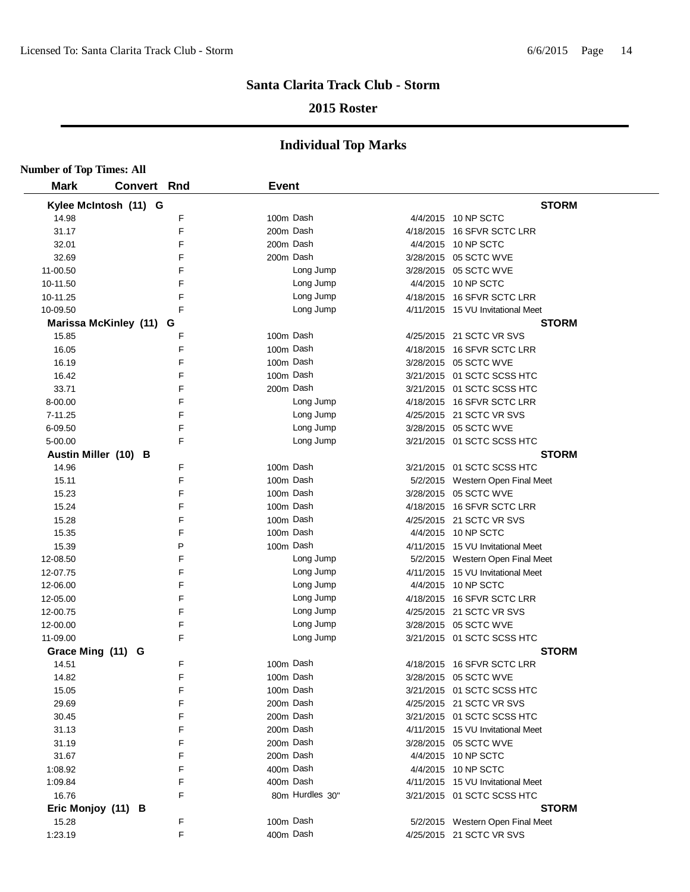# Santa Clarita Track Club - Storm

## 2015 Roster

## Individual Top Marks

**Number of Top Times: All**

| Mark | Convert | Rnd | Event | Date | Meet |
|---|---|---|---|---|---|
| **Kylee McIntosh (11) G** | | | | | **STORM** |
| 14.98 | | F | 100m Dash | 4/4/2015 | 10 NP SCTC |
| 31.17 | | F | 200m Dash | 4/18/2015 | 16 SFVR SCTC LRR |
| 32.01 | | F | 200m Dash | 4/4/2015 | 10 NP SCTC |
| 32.69 | | F | 200m Dash | 3/28/2015 | 05 SCTC WVE |
| 11-00.50 | | F | Long Jump | 3/28/2015 | 05 SCTC WVE |
| 10-11.50 | | F | Long Jump | 4/4/2015 | 10 NP SCTC |
| 10-11.25 | | F | Long Jump | 4/18/2015 | 16 SFVR SCTC LRR |
| 10-09.50 | | F | Long Jump | 4/11/2015 | 15 VU Invitational Meet |
| **Marissa McKinley (11) G** | | | | | **STORM** |
| 15.85 | | F | 100m Dash | 4/25/2015 | 21 SCTC VR SVS |
| 16.05 | | F | 100m Dash | 4/18/2015 | 16 SFVR SCTC LRR |
| 16.19 | | F | 100m Dash | 3/28/2015 | 05 SCTC WVE |
| 16.42 | | F | 100m Dash | 3/21/2015 | 01 SCTC SCSS HTC |
| 33.71 | | F | 200m Dash | 3/21/2015 | 01 SCTC SCSS HTC |
| 8-00.00 | | F | Long Jump | 4/18/2015 | 16 SFVR SCTC LRR |
| 7-11.25 | | F | Long Jump | 4/25/2015 | 21 SCTC VR SVS |
| 6-09.50 | | F | Long Jump | 3/28/2015 | 05 SCTC WVE |
| 5-00.00 | | F | Long Jump | 3/21/2015 | 01 SCTC SCSS HTC |
| **Austin Miller (10) B** | | | | | **STORM** |
| 14.96 | | F | 100m Dash | 3/21/2015 | 01 SCTC SCSS HTC |
| 15.11 | | F | 100m Dash | 5/2/2015 | Western Open Final Meet |
| 15.23 | | F | 100m Dash | 3/28/2015 | 05 SCTC WVE |
| 15.24 | | F | 100m Dash | 4/18/2015 | 16 SFVR SCTC LRR |
| 15.28 | | F | 100m Dash | 4/25/2015 | 21 SCTC VR SVS |
| 15.35 | | F | 100m Dash | 4/4/2015 | 10 NP SCTC |
| 15.39 | | P | 100m Dash | 4/11/2015 | 15 VU Invitational Meet |
| 12-08.50 | | F | Long Jump | 5/2/2015 | Western Open Final Meet |
| 12-07.75 | | F | Long Jump | 4/11/2015 | 15 VU Invitational Meet |
| 12-06.00 | | F | Long Jump | 4/4/2015 | 10 NP SCTC |
| 12-05.00 | | F | Long Jump | 4/18/2015 | 16 SFVR SCTC LRR |
| 12-00.75 | | F | Long Jump | 4/25/2015 | 21 SCTC VR SVS |
| 12-00.00 | | F | Long Jump | 3/28/2015 | 05 SCTC WVE |
| 11-09.00 | | F | Long Jump | 3/21/2015 | 01 SCTC SCSS HTC |
| **Grace Ming (11) G** | | | | | **STORM** |
| 14.51 | | F | 100m Dash | 4/18/2015 | 16 SFVR SCTC LRR |
| 14.82 | | F | 100m Dash | 3/28/2015 | 05 SCTC WVE |
| 15.05 | | F | 100m Dash | 3/21/2015 | 01 SCTC SCSS HTC |
| 29.69 | | F | 200m Dash | 4/25/2015 | 21 SCTC VR SVS |
| 30.45 | | F | 200m Dash | 3/21/2015 | 01 SCTC SCSS HTC |
| 31.13 | | F | 200m Dash | 4/11/2015 | 15 VU Invitational Meet |
| 31.19 | | F | 200m Dash | 3/28/2015 | 05 SCTC WVE |
| 31.67 | | F | 200m Dash | 4/4/2015 | 10 NP SCTC |
| 1:08.92 | | F | 400m Dash | 4/4/2015 | 10 NP SCTC |
| 1:09.84 | | F | 400m Dash | 4/11/2015 | 15 VU Invitational Meet |
| 16.76 | | F | 80m Hurdles 30" | 3/21/2015 | 01 SCTC SCSS HTC |
| **Eric Monjoy (11) B** | | | | | **STORM** |
| 15.28 | | F | 100m Dash | 5/2/2015 | Western Open Final Meet |
| 1:23.19 | | F | 400m Dash | 4/25/2015 | 21 SCTC VR SVS |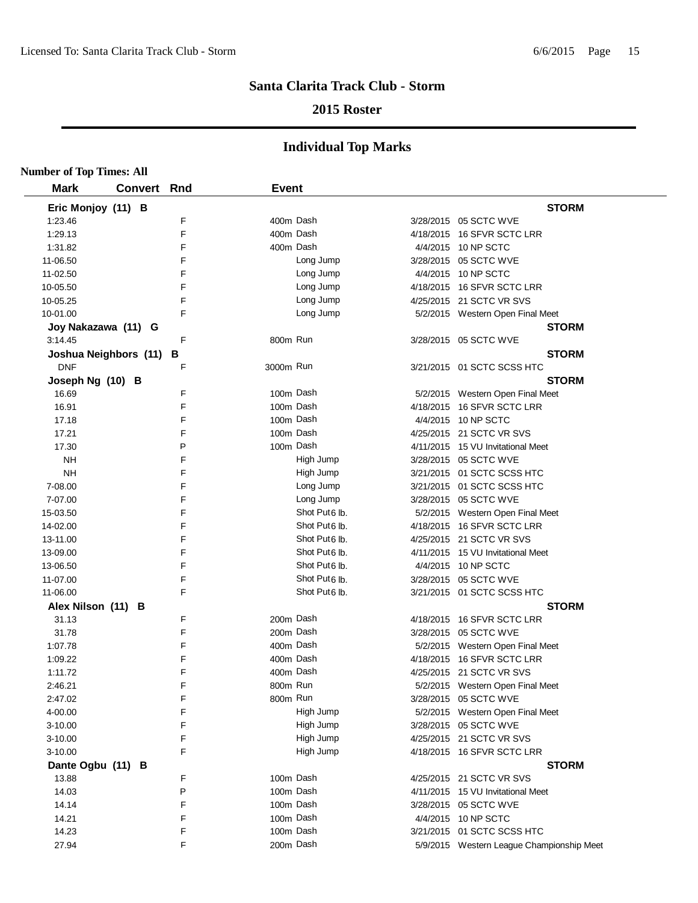# Santa Clarita Track Club - Storm

## 2015 Roster

## Individual Top Marks

**Number of Top Times: All**

| Mark | Convert | Rnd | Event | | Date | Meet |
|---|---|---|---|---|---|---|
| **Eric Monjoy (11) B** | | | | | | **STORM** |
| 1:23.46 | | F | 400m | Dash | 3/28/2015 | 05 SCTC WVE |
| 1:29.13 | | F | 400m | Dash | 4/18/2015 | 16 SFVR SCTC LRR |
| 1:31.82 | | F | 400m | Dash | 4/4/2015 | 10 NP SCTC |
| 11-06.50 | | F | | Long Jump | 3/28/2015 | 05 SCTC WVE |
| 11-02.50 | | F | | Long Jump | 4/4/2015 | 10 NP SCTC |
| 10-05.50 | | F | | Long Jump | 4/18/2015 | 16 SFVR SCTC LRR |
| 10-05.25 | | F | | Long Jump | 4/25/2015 | 21 SCTC VR SVS |
| 10-01.00 | | F | | Long Jump | 5/2/2015 | Western Open Final Meet |
| **Joy Nakazawa (11) G** | | | | | | **STORM** |
| 3:14.45 | | F | 800m | Run | 3/28/2015 | 05 SCTC WVE |
| **Joshua Neighbors (11) B** | | | | | | **STORM** |
| DNF | | F | 3000m | Run | 3/21/2015 | 01 SCTC SCSS HTC |
| **Joseph Ng (10) B** | | | | | | **STORM** |
| 16.69 | | F | 100m | Dash | 5/2/2015 | Western Open Final Meet |
| 16.91 | | F | 100m | Dash | 4/18/2015 | 16 SFVR SCTC LRR |
| 17.18 | | F | 100m | Dash | 4/4/2015 | 10 NP SCTC |
| 17.21 | | F | 100m | Dash | 4/25/2015 | 21 SCTC VR SVS |
| 17.30 | | P | 100m | Dash | 4/11/2015 | 15 VU Invitational Meet |
| NH | | F | | High Jump | 3/28/2015 | 05 SCTC WVE |
| NH | | F | | High Jump | 3/21/2015 | 01 SCTC SCSS HTC |
| 7-08.00 | | F | | Long Jump | 3/21/2015 | 01 SCTC SCSS HTC |
| 7-07.00 | | F | | Long Jump | 3/28/2015 | 05 SCTC WVE |
| 15-03.50 | | F | | Shot Put 6 lb. | 5/2/2015 | Western Open Final Meet |
| 14-02.00 | | F | | Shot Put 6 lb. | 4/18/2015 | 16 SFVR SCTC LRR |
| 13-11.00 | | F | | Shot Put 6 lb. | 4/25/2015 | 21 SCTC VR SVS |
| 13-09.00 | | F | | Shot Put 6 lb. | 4/11/2015 | 15 VU Invitational Meet |
| 13-06.50 | | F | | Shot Put 6 lb. | 4/4/2015 | 10 NP SCTC |
| 11-07.00 | | F | | Shot Put 6 lb. | 3/28/2015 | 05 SCTC WVE |
| 11-06.00 | | F | | Shot Put 6 lb. | 3/21/2015 | 01 SCTC SCSS HTC |
| **Alex Nilson (11) B** | | | | | | **STORM** |
| 31.13 | | F | 200m | Dash | 4/18/2015 | 16 SFVR SCTC LRR |
| 31.78 | | F | 200m | Dash | 3/28/2015 | 05 SCTC WVE |
| 1:07.78 | | F | 400m | Dash | 5/2/2015 | Western Open Final Meet |
| 1:09.22 | | F | 400m | Dash | 4/18/2015 | 16 SFVR SCTC LRR |
| 1:11.72 | | F | 400m | Dash | 4/25/2015 | 21 SCTC VR SVS |
| 2:46.21 | | F | 800m | Run | 5/2/2015 | Western Open Final Meet |
| 2:47.02 | | F | 800m | Run | 3/28/2015 | 05 SCTC WVE |
| 4-00.00 | | F | | High Jump | 5/2/2015 | Western Open Final Meet |
| 3-10.00 | | F | | High Jump | 3/28/2015 | 05 SCTC WVE |
| 3-10.00 | | F | | High Jump | 4/25/2015 | 21 SCTC VR SVS |
| 3-10.00 | | F | | High Jump | 4/18/2015 | 16 SFVR SCTC LRR |
| **Dante Ogbu (11) B** | | | | | | **STORM** |
| 13.88 | | F | 100m | Dash | 4/25/2015 | 21 SCTC VR SVS |
| 14.03 | | P | 100m | Dash | 4/11/2015 | 15 VU Invitational Meet |
| 14.14 | | F | 100m | Dash | 3/28/2015 | 05 SCTC WVE |
| 14.21 | | F | 100m | Dash | 4/4/2015 | 10 NP SCTC |
| 14.23 | | F | 100m | Dash | 3/21/2015 | 01 SCTC SCSS HTC |
| 27.94 | | F | 200m | Dash | 5/9/2015 | Western League Championship Meet |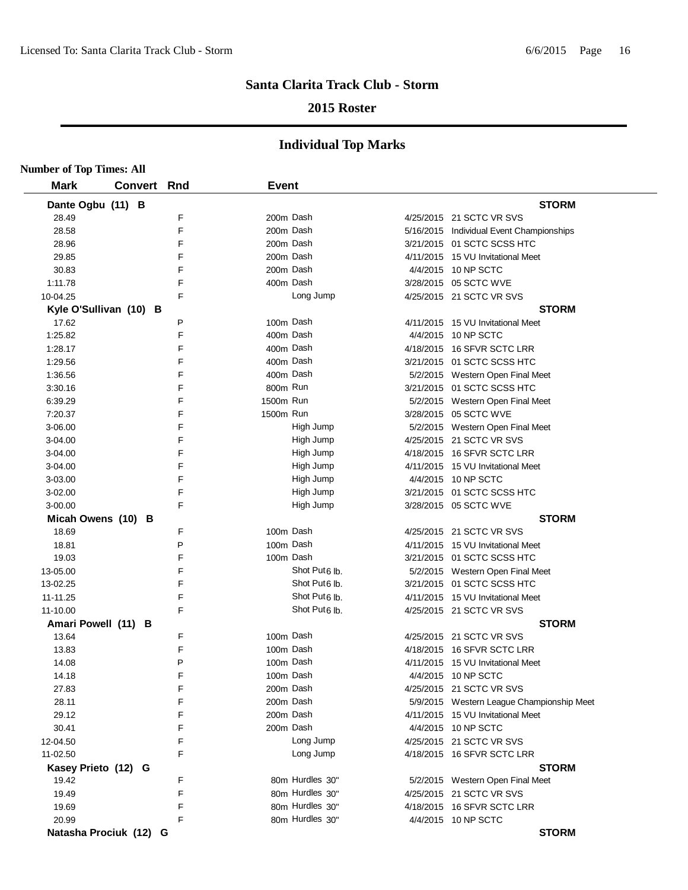# Santa Clarita Track Club - Storm

## 2015 Roster

## Individual Top Marks

**Number of Top Times: All**

| Mark | Convert | Rnd | Event | | Date | Meet |
|---|---|---|---|---|---|---|
| **Dante Ogbu (11) B** | | | | | | **STORM** |
| 28.49 | | F | 200m | Dash | 4/25/2015 | 21 SCTC VR SVS |
| 28.58 | | F | 200m | Dash | 5/16/2015 | Individual Event Championships |
| 28.96 | | F | 200m | Dash | 3/21/2015 | 01 SCTC SCSS HTC |
| 29.85 | | F | 200m | Dash | 4/11/2015 | 15 VU Invitational Meet |
| 30.83 | | F | 200m | Dash | 4/4/2015 | 10 NP SCTC |
| 1:11.78 | | F | 400m | Dash | 3/28/2015 | 05 SCTC WVE |
| 10-04.25 | | F | | Long Jump | 4/25/2015 | 21 SCTC VR SVS |
| **Kyle O'Sullivan (10) B** | | | | | | **STORM** |
| 17.62 | | P | 100m | Dash | 4/11/2015 | 15 VU Invitational Meet |
| 1:25.82 | | F | 400m | Dash | 4/4/2015 | 10 NP SCTC |
| 1:28.17 | | F | 400m | Dash | 4/18/2015 | 16 SFVR SCTC LRR |
| 1:29.56 | | F | 400m | Dash | 3/21/2015 | 01 SCTC SCSS HTC |
| 1:36.56 | | F | 400m | Dash | 5/2/2015 | Western Open Final Meet |
| 3:30.16 | | F | 800m | Run | 3/21/2015 | 01 SCTC SCSS HTC |
| 6:39.29 | | F | 1500m | Run | 5/2/2015 | Western Open Final Meet |
| 7:20.37 | | F | 1500m | Run | 3/28/2015 | 05 SCTC WVE |
| 3-06.00 | | F | | High Jump | 5/2/2015 | Western Open Final Meet |
| 3-04.00 | | F | | High Jump | 4/25/2015 | 21 SCTC VR SVS |
| 3-04.00 | | F | | High Jump | 4/18/2015 | 16 SFVR SCTC LRR |
| 3-04.00 | | F | | High Jump | 4/11/2015 | 15 VU Invitational Meet |
| 3-03.00 | | F | | High Jump | 4/4/2015 | 10 NP SCTC |
| 3-02.00 | | F | | High Jump | 3/21/2015 | 01 SCTC SCSS HTC |
| 3-00.00 | | F | | High Jump | 3/28/2015 | 05 SCTC WVE |
| **Micah Owens (10) B** | | | | | | **STORM** |
| 18.69 | | F | 100m | Dash | 4/25/2015 | 21 SCTC VR SVS |
| 18.81 | | P | 100m | Dash | 4/11/2015 | 15 VU Invitational Meet |
| 19.03 | | F | 100m | Dash | 3/21/2015 | 01 SCTC SCSS HTC |
| 13-05.00 | | F | | Shot Put 6 lb. | 5/2/2015 | Western Open Final Meet |
| 13-02.25 | | F | | Shot Put 6 lb. | 3/21/2015 | 01 SCTC SCSS HTC |
| 11-11.25 | | F | | Shot Put 6 lb. | 4/11/2015 | 15 VU Invitational Meet |
| 11-10.00 | | F | | Shot Put 6 lb. | 4/25/2015 | 21 SCTC VR SVS |
| **Amari Powell (11) B** | | | | | | **STORM** |
| 13.64 | | F | 100m | Dash | 4/25/2015 | 21 SCTC VR SVS |
| 13.83 | | F | 100m | Dash | 4/18/2015 | 16 SFVR SCTC LRR |
| 14.08 | | P | 100m | Dash | 4/11/2015 | 15 VU Invitational Meet |
| 14.18 | | F | 100m | Dash | 4/4/2015 | 10 NP SCTC |
| 27.83 | | F | 200m | Dash | 4/25/2015 | 21 SCTC VR SVS |
| 28.11 | | F | 200m | Dash | 5/9/2015 | Western League Championship Meet |
| 29.12 | | F | 200m | Dash | 4/11/2015 | 15 VU Invitational Meet |
| 30.41 | | F | 200m | Dash | 4/4/2015 | 10 NP SCTC |
| 12-04.50 | | F | | Long Jump | 4/25/2015 | 21 SCTC VR SVS |
| 11-02.50 | | F | | Long Jump | 4/18/2015 | 16 SFVR SCTC LRR |
| **Kasey Prieto (12) G** | | | | | | **STORM** |
| 19.42 | | F | 80m | Hurdles 30" | 5/2/2015 | Western Open Final Meet |
| 19.49 | | F | 80m | Hurdles 30" | 4/25/2015 | 21 SCTC VR SVS |
| 19.69 | | F | 80m | Hurdles 30" | 4/18/2015 | 16 SFVR SCTC LRR |
| 20.99 | | F | 80m | Hurdles 30" | 4/4/2015 | 10 NP SCTC |
| **Natasha Prociuk (12) G** | | | | | | **STORM** |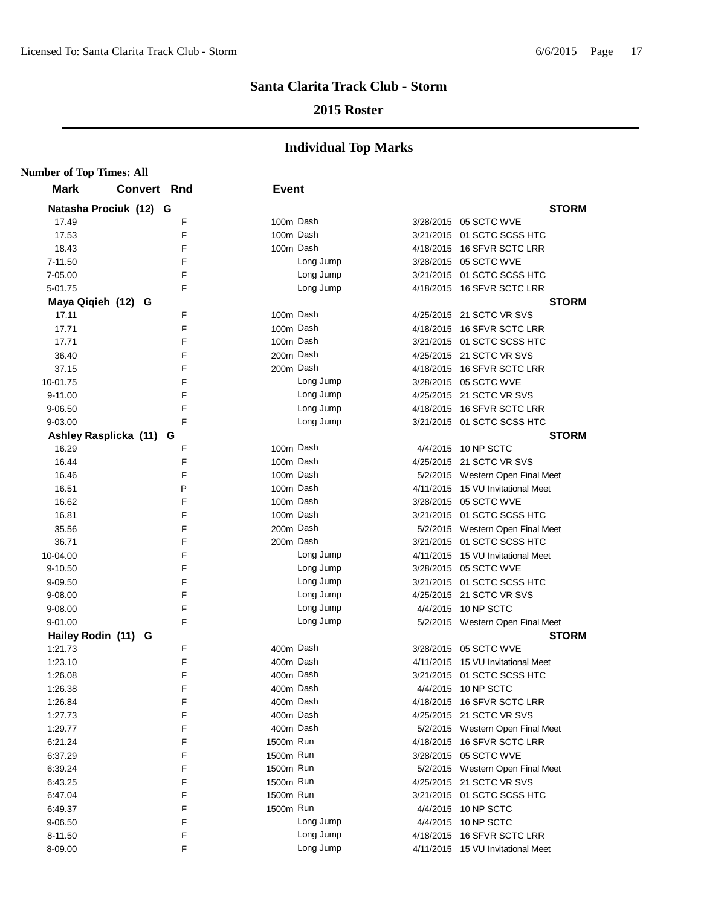## Santa Clarita Track Club - Storm

### 2015 Roster

## Individual Top Marks

**Number of Top Times: All**

| Mark | Convert | Rnd | Event | Date | Meet |
|---|---|---|---|---|---|
| **Natasha Prociuk (12) G** | | | | | **STORM** |
| 17.49 | | F | 100m Dash | 3/28/2015 | 05 SCTC WVE |
| 17.53 | | F | 100m Dash | 3/21/2015 | 01 SCTC SCSS HTC |
| 18.43 | | F | 100m Dash | 4/18/2015 | 16 SFVR SCTC LRR |
| 7-11.50 | | F | Long Jump | 3/28/2015 | 05 SCTC WVE |
| 7-05.00 | | F | Long Jump | 3/21/2015 | 01 SCTC SCSS HTC |
| 5-01.75 | | F | Long Jump | 4/18/2015 | 16 SFVR SCTC LRR |
| **Maya Qiqieh (12) G** | | | | | **STORM** |
| 17.11 | | F | 100m Dash | 4/25/2015 | 21 SCTC VR SVS |
| 17.71 | | F | 100m Dash | 4/18/2015 | 16 SFVR SCTC LRR |
| 17.71 | | F | 100m Dash | 3/21/2015 | 01 SCTC SCSS HTC |
| 36.40 | | F | 200m Dash | 4/25/2015 | 21 SCTC VR SVS |
| 37.15 | | F | 200m Dash | 4/18/2015 | 16 SFVR SCTC LRR |
| 10-01.75 | | F | Long Jump | 3/28/2015 | 05 SCTC WVE |
| 9-11.00 | | F | Long Jump | 4/25/2015 | 21 SCTC VR SVS |
| 9-06.50 | | F | Long Jump | 4/18/2015 | 16 SFVR SCTC LRR |
| 9-03.00 | | F | Long Jump | 3/21/2015 | 01 SCTC SCSS HTC |
| **Ashley Rasplicka (11) G** | | | | | **STORM** |
| 16.29 | | F | 100m Dash | 4/4/2015 | 10 NP SCTC |
| 16.44 | | F | 100m Dash | 4/25/2015 | 21 SCTC VR SVS |
| 16.46 | | F | 100m Dash | 5/2/2015 | Western Open Final Meet |
| 16.51 | | P | 100m Dash | 4/11/2015 | 15 VU Invitational Meet |
| 16.62 | | F | 100m Dash | 3/28/2015 | 05 SCTC WVE |
| 16.81 | | F | 100m Dash | 3/21/2015 | 01 SCTC SCSS HTC |
| 35.56 | | F | 200m Dash | 5/2/2015 | Western Open Final Meet |
| 36.71 | | F | 200m Dash | 3/21/2015 | 01 SCTC SCSS HTC |
| 10-04.00 | | F | Long Jump | 4/11/2015 | 15 VU Invitational Meet |
| 9-10.50 | | F | Long Jump | 3/28/2015 | 05 SCTC WVE |
| 9-09.50 | | F | Long Jump | 3/21/2015 | 01 SCTC SCSS HTC |
| 9-08.00 | | F | Long Jump | 4/25/2015 | 21 SCTC VR SVS |
| 9-08.00 | | F | Long Jump | 4/4/2015 | 10 NP SCTC |
| 9-01.00 | | F | Long Jump | 5/2/2015 | Western Open Final Meet |
| **Hailey Rodin (11) G** | | | | | **STORM** |
| 1:21.73 | | F | 400m Dash | 3/28/2015 | 05 SCTC WVE |
| 1:23.10 | | F | 400m Dash | 4/11/2015 | 15 VU Invitational Meet |
| 1:26.08 | | F | 400m Dash | 3/21/2015 | 01 SCTC SCSS HTC |
| 1:26.38 | | F | 400m Dash | 4/4/2015 | 10 NP SCTC |
| 1:26.84 | | F | 400m Dash | 4/18/2015 | 16 SFVR SCTC LRR |
| 1:27.73 | | F | 400m Dash | 4/25/2015 | 21 SCTC VR SVS |
| 1:29.77 | | F | 400m Dash | 5/2/2015 | Western Open Final Meet |
| 6:21.24 | | F | 1500m Run | 4/18/2015 | 16 SFVR SCTC LRR |
| 6:37.29 | | F | 1500m Run | 3/28/2015 | 05 SCTC WVE |
| 6:39.24 | | F | 1500m Run | 5/2/2015 | Western Open Final Meet |
| 6:43.25 | | F | 1500m Run | 4/25/2015 | 21 SCTC VR SVS |
| 6:47.04 | | F | 1500m Run | 3/21/2015 | 01 SCTC SCSS HTC |
| 6:49.37 | | F | 1500m Run | 4/4/2015 | 10 NP SCTC |
| 9-06.50 | | F | Long Jump | 4/4/2015 | 10 NP SCTC |
| 8-11.50 | | F | Long Jump | 4/18/2015 | 16 SFVR SCTC LRR |
| 8-09.00 | | F | Long Jump | 4/11/2015 | 15 VU Invitational Meet |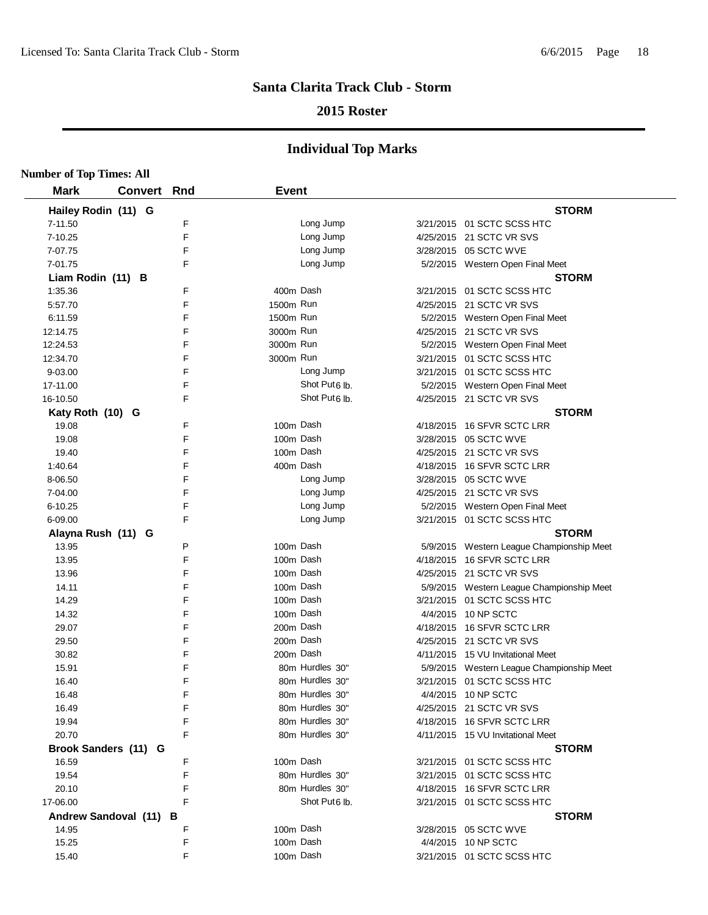# Santa Clarita Track Club - Storm

## 2015 Roster

## Individual Top Marks

**Number of Top Times: All**

| Mark | Convert | Rnd | Event | | Date | Meet |
|---|---|---|---|---|---|---|
| **Hailey Rodin (11) G** | | | | | | **STORM** |
| 7-11.50 | | F | | Long Jump | 3/21/2015 | 01 SCTC SCSS HTC |
| 7-10.25 | | F | | Long Jump | 4/25/2015 | 21 SCTC VR SVS |
| 7-07.75 | | F | | Long Jump | 3/28/2015 | 05 SCTC WVE |
| 7-01.75 | | F | | Long Jump | 5/2/2015 | Western Open Final Meet |
| **Liam Rodin (11) B** | | | | | | **STORM** |
| 1:35.36 | | F | 400m | Dash | 3/21/2015 | 01 SCTC SCSS HTC |
| 5:57.70 | | F | 1500m | Run | 4/25/2015 | 21 SCTC VR SVS |
| 6:11.59 | | F | 1500m | Run | 5/2/2015 | Western Open Final Meet |
| 12:14.75 | | F | 3000m | Run | 4/25/2015 | 21 SCTC VR SVS |
| 12:24.53 | | F | 3000m | Run | 5/2/2015 | Western Open Final Meet |
| 12:34.70 | | F | 3000m | Run | 3/21/2015 | 01 SCTC SCSS HTC |
| 9-03.00 | | F | | Long Jump | 3/21/2015 | 01 SCTC SCSS HTC |
| 17-11.00 | | F | | Shot Put 6 lb. | 5/2/2015 | Western Open Final Meet |
| 16-10.50 | | F | | Shot Put 6 lb. | 4/25/2015 | 21 SCTC VR SVS |
| **Katy Roth (10) G** | | | | | | **STORM** |
| 19.08 | | F | 100m | Dash | 4/18/2015 | 16 SFVR SCTC LRR |
| 19.08 | | F | 100m | Dash | 3/28/2015 | 05 SCTC WVE |
| 19.40 | | F | 100m | Dash | 4/25/2015 | 21 SCTC VR SVS |
| 1:40.64 | | F | 400m | Dash | 4/18/2015 | 16 SFVR SCTC LRR |
| 8-06.50 | | F | | Long Jump | 3/28/2015 | 05 SCTC WVE |
| 7-04.00 | | F | | Long Jump | 4/25/2015 | 21 SCTC VR SVS |
| 6-10.25 | | F | | Long Jump | 5/2/2015 | Western Open Final Meet |
| 6-09.00 | | F | | Long Jump | 3/21/2015 | 01 SCTC SCSS HTC |
| **Alayna Rush (11) G** | | | | | | **STORM** |
| 13.95 | | P | 100m | Dash | 5/9/2015 | Western League Championship Meet |
| 13.95 | | F | 100m | Dash | 4/18/2015 | 16 SFVR SCTC LRR |
| 13.96 | | F | 100m | Dash | 4/25/2015 | 21 SCTC VR SVS |
| 14.11 | | F | 100m | Dash | 5/9/2015 | Western League Championship Meet |
| 14.29 | | F | 100m | Dash | 3/21/2015 | 01 SCTC SCSS HTC |
| 14.32 | | F | 100m | Dash | 4/4/2015 | 10 NP SCTC |
| 29.07 | | F | 200m | Dash | 4/18/2015 | 16 SFVR SCTC LRR |
| 29.50 | | F | 200m | Dash | 4/25/2015 | 21 SCTC VR SVS |
| 30.82 | | F | 200m | Dash | 4/11/2015 | 15 VU Invitational Meet |
| 15.91 | | F | 80m | Hurdles 30" | 5/9/2015 | Western League Championship Meet |
| 16.40 | | F | 80m | Hurdles 30" | 3/21/2015 | 01 SCTC SCSS HTC |
| 16.48 | | F | 80m | Hurdles 30" | 4/4/2015 | 10 NP SCTC |
| 16.49 | | F | 80m | Hurdles 30" | 4/25/2015 | 21 SCTC VR SVS |
| 19.94 | | F | 80m | Hurdles 30" | 4/18/2015 | 16 SFVR SCTC LRR |
| 20.70 | | F | 80m | Hurdles 30" | 4/11/2015 | 15 VU Invitational Meet |
| **Brook Sanders (11) G** | | | | | | **STORM** |
| 16.59 | | F | 100m | Dash | 3/21/2015 | 01 SCTC SCSS HTC |
| 19.54 | | F | 80m | Hurdles 30" | 3/21/2015 | 01 SCTC SCSS HTC |
| 20.10 | | F | 80m | Hurdles 30" | 4/18/2015 | 16 SFVR SCTC LRR |
| 17-06.00 | | F | | Shot Put 6 lb. | 3/21/2015 | 01 SCTC SCSS HTC |
| **Andrew Sandoval (11) B** | | | | | | **STORM** |
| 14.95 | | F | 100m | Dash | 3/28/2015 | 05 SCTC WVE |
| 15.25 | | F | 100m | Dash | 4/4/2015 | 10 NP SCTC |
| 15.40 | | F | 100m | Dash | 3/21/2015 | 01 SCTC SCSS HTC |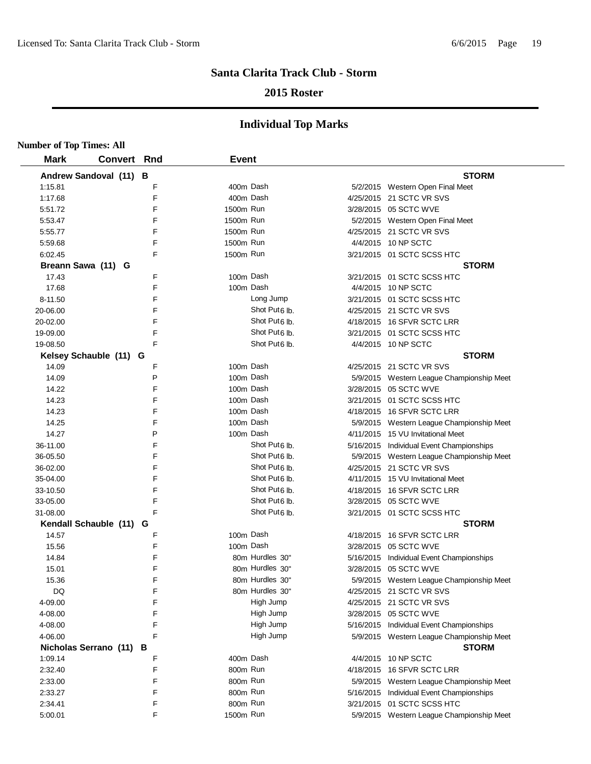# Santa Clarita Track Club - Storm

## 2015 Roster

## Individual Top Marks

**Number of Top Times: All**

| Mark | Convert | Rnd | Event | | Date | Meet |
|---|---|---|---|---|---|---|
| **Andrew Sandoval (11) B** | | | | | | **STORM** |
| 1:15.81 | | F | 400m | Dash | 5/2/2015 | Western Open Final Meet |
| 1:17.68 | | F | 400m | Dash | 4/25/2015 | 21 SCTC VR SVS |
| 5:51.72 | | F | 1500m | Run | 3/28/2015 | 05 SCTC WVE |
| 5:53.47 | | F | 1500m | Run | 5/2/2015 | Western Open Final Meet |
| 5:55.77 | | F | 1500m | Run | 4/25/2015 | 21 SCTC VR SVS |
| 5:59.68 | | F | 1500m | Run | 4/4/2015 | 10 NP SCTC |
| 6:02.45 | | F | 1500m | Run | 3/21/2015 | 01 SCTC SCSS HTC |
| **Breann Sawa (11) G** | | | | | | **STORM** |
| 17.43 | | F | 100m | Dash | 3/21/2015 | 01 SCTC SCSS HTC |
| 17.68 | | F | 100m | Dash | 4/4/2015 | 10 NP SCTC |
| 8-11.50 | | F | | Long Jump | 3/21/2015 | 01 SCTC SCSS HTC |
| 20-06.00 | | F | | Shot Put 6 lb. | 4/25/2015 | 21 SCTC VR SVS |
| 20-02.00 | | F | | Shot Put 6 lb. | 4/18/2015 | 16 SFVR SCTC LRR |
| 19-09.00 | | F | | Shot Put 6 lb. | 3/21/2015 | 01 SCTC SCSS HTC |
| 19-08.50 | | F | | Shot Put 6 lb. | 4/4/2015 | 10 NP SCTC |
| **Kelsey Schauble (11) G** | | | | | | **STORM** |
| 14.09 | | F | 100m | Dash | 4/25/2015 | 21 SCTC VR SVS |
| 14.09 | | P | 100m | Dash | 5/9/2015 | Western League Championship Meet |
| 14.22 | | F | 100m | Dash | 3/28/2015 | 05 SCTC WVE |
| 14.23 | | F | 100m | Dash | 3/21/2015 | 01 SCTC SCSS HTC |
| 14.23 | | F | 100m | Dash | 4/18/2015 | 16 SFVR SCTC LRR |
| 14.25 | | F | 100m | Dash | 5/9/2015 | Western League Championship Meet |
| 14.27 | | P | 100m | Dash | 4/11/2015 | 15 VU Invitational Meet |
| 36-11.00 | | F | | Shot Put 6 lb. | 5/16/2015 | Individual Event Championships |
| 36-05.50 | | F | | Shot Put 6 lb. | 5/9/2015 | Western League Championship Meet |
| 36-02.00 | | F | | Shot Put 6 lb. | 4/25/2015 | 21 SCTC VR SVS |
| 35-04.00 | | F | | Shot Put 6 lb. | 4/11/2015 | 15 VU Invitational Meet |
| 33-10.50 | | F | | Shot Put 6 lb. | 4/18/2015 | 16 SFVR SCTC LRR |
| 33-05.00 | | F | | Shot Put 6 lb. | 3/28/2015 | 05 SCTC WVE |
| 31-08.00 | | F | | Shot Put 6 lb. | 3/21/2015 | 01 SCTC SCSS HTC |
| **Kendall Schauble (11) G** | | | | | | **STORM** |
| 14.57 | | F | 100m | Dash | 4/18/2015 | 16 SFVR SCTC LRR |
| 15.56 | | F | 100m | Dash | 3/28/2015 | 05 SCTC WVE |
| 14.84 | | F | 80m | Hurdles 30" | 5/16/2015 | Individual Event Championships |
| 15.01 | | F | 80m | Hurdles 30" | 3/28/2015 | 05 SCTC WVE |
| 15.36 | | F | 80m | Hurdles 30" | 5/9/2015 | Western League Championship Meet |
| DQ | | F | 80m | Hurdles 30" | 4/25/2015 | 21 SCTC VR SVS |
| 4-09.00 | | F | | High Jump | 4/25/2015 | 21 SCTC VR SVS |
| 4-08.00 | | F | | High Jump | 3/28/2015 | 05 SCTC WVE |
| 4-08.00 | | F | | High Jump | 5/16/2015 | Individual Event Championships |
| 4-06.00 | | F | | High Jump | 5/9/2015 | Western League Championship Meet |
| **Nicholas Serrano (11) B** | | | | | | **STORM** |
| 1:09.14 | | F | 400m | Dash | 4/4/2015 | 10 NP SCTC |
| 2:32.40 | | F | 800m | Run | 4/18/2015 | 16 SFVR SCTC LRR |
| 2:33.00 | | F | 800m | Run | 5/9/2015 | Western League Championship Meet |
| 2:33.27 | | F | 800m | Run | 5/16/2015 | Individual Event Championships |
| 2:34.41 | | F | 800m | Run | 3/21/2015 | 01 SCTC SCSS HTC |
| 5:00.01 | | F | 1500m | Run | 5/9/2015 | Western League Championship Meet |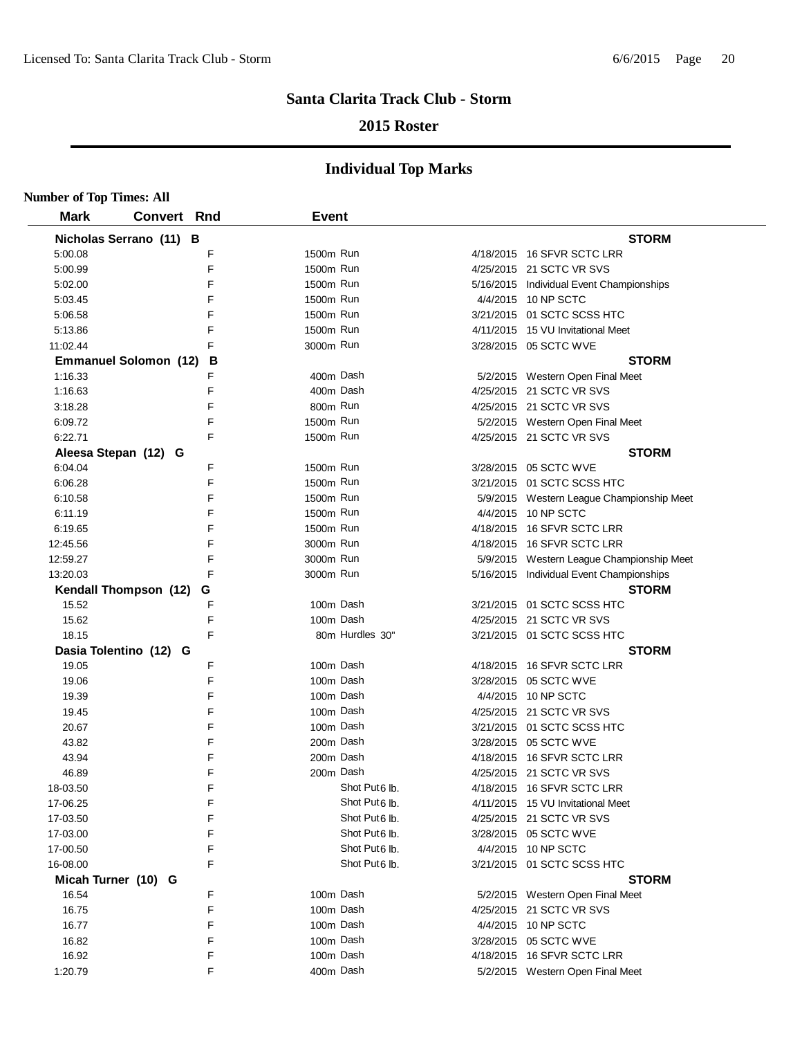# Santa Clarita Track Club - Storm

## 2015 Roster

## Individual Top Marks

**Number of Top Times: All**

| Mark | Convert | Rnd | Event | | Date | Meet |
|---|---|---|---|---|---|---|
| **Nicholas Serrano (11) B** | | | | | | **STORM** |
| 5:00.08 | | F | 1500m | Run | 4/18/2015 | 16 SFVR SCTC LRR |
| 5:00.99 | | F | 1500m | Run | 4/25/2015 | 21 SCTC VR SVS |
| 5:02.00 | | F | 1500m | Run | 5/16/2015 | Individual Event Championships |
| 5:03.45 | | F | 1500m | Run | 4/4/2015 | 10 NP SCTC |
| 5:06.58 | | F | 1500m | Run | 3/21/2015 | 01 SCTC SCSS HTC |
| 5:13.86 | | F | 1500m | Run | 4/11/2015 | 15 VU Invitational Meet |
| 11:02.44 | | F | 3000m | Run | 3/28/2015 | 05 SCTC WVE |
| **Emmanuel Solomon (12) B** | | | | | | **STORM** |
| 1:16.33 | | F | 400m | Dash | 5/2/2015 | Western Open Final Meet |
| 1:16.63 | | F | 400m | Dash | 4/25/2015 | 21 SCTC VR SVS |
| 3:18.28 | | F | 800m | Run | 4/25/2015 | 21 SCTC VR SVS |
| 6:09.72 | | F | 1500m | Run | 5/2/2015 | Western Open Final Meet |
| 6:22.71 | | F | 1500m | Run | 4/25/2015 | 21 SCTC VR SVS |
| **Aleesa Stepan (12) G** | | | | | | **STORM** |
| 6:04.04 | | F | 1500m | Run | 3/28/2015 | 05 SCTC WVE |
| 6:06.28 | | F | 1500m | Run | 3/21/2015 | 01 SCTC SCSS HTC |
| 6:10.58 | | F | 1500m | Run | 5/9/2015 | Western League Championship Meet |
| 6:11.19 | | F | 1500m | Run | 4/4/2015 | 10 NP SCTC |
| 6:19.65 | | F | 1500m | Run | 4/18/2015 | 16 SFVR SCTC LRR |
| 12:45.56 | | F | 3000m | Run | 4/18/2015 | 16 SFVR SCTC LRR |
| 12:59.27 | | F | 3000m | Run | 5/9/2015 | Western League Championship Meet |
| 13:20.03 | | F | 3000m | Run | 5/16/2015 | Individual Event Championships |
| **Kendall Thompson (12) G** | | | | | | **STORM** |
| 15.52 | | F | 100m | Dash | 3/21/2015 | 01 SCTC SCSS HTC |
| 15.62 | | F | 100m | Dash | 4/25/2015 | 21 SCTC VR SVS |
| 18.15 | | F | 80m | Hurdles 30" | 3/21/2015 | 01 SCTC SCSS HTC |
| **Dasia Tolentino (12) G** | | | | | | **STORM** |
| 19.05 | | F | 100m | Dash | 4/18/2015 | 16 SFVR SCTC LRR |
| 19.06 | | F | 100m | Dash | 3/28/2015 | 05 SCTC WVE |
| 19.39 | | F | 100m | Dash | 4/4/2015 | 10 NP SCTC |
| 19.45 | | F | 100m | Dash | 4/25/2015 | 21 SCTC VR SVS |
| 20.67 | | F | 100m | Dash | 3/21/2015 | 01 SCTC SCSS HTC |
| 43.82 | | F | 200m | Dash | 3/28/2015 | 05 SCTC WVE |
| 43.94 | | F | 200m | Dash | 4/18/2015 | 16 SFVR SCTC LRR |
| 46.89 | | F | 200m | Dash | 4/25/2015 | 21 SCTC VR SVS |
| 18-03.50 | | F | | Shot Put 6 lb. | 4/18/2015 | 16 SFVR SCTC LRR |
| 17-06.25 | | F | | Shot Put 6 lb. | 4/11/2015 | 15 VU Invitational Meet |
| 17-03.50 | | F | | Shot Put 6 lb. | 4/25/2015 | 21 SCTC VR SVS |
| 17-03.00 | | F | | Shot Put 6 lb. | 3/28/2015 | 05 SCTC WVE |
| 17-00.50 | | F | | Shot Put 6 lb. | 4/4/2015 | 10 NP SCTC |
| 16-08.00 | | F | | Shot Put 6 lb. | 3/21/2015 | 01 SCTC SCSS HTC |
| **Micah Turner (10) G** | | | | | | **STORM** |
| 16.54 | | F | 100m | Dash | 5/2/2015 | Western Open Final Meet |
| 16.75 | | F | 100m | Dash | 4/25/2015 | 21 SCTC VR SVS |
| 16.77 | | F | 100m | Dash | 4/4/2015 | 10 NP SCTC |
| 16.82 | | F | 100m | Dash | 3/28/2015 | 05 SCTC WVE |
| 16.92 | | F | 100m | Dash | 4/18/2015 | 16 SFVR SCTC LRR |
| 1:20.79 | | F | 400m | Dash | 5/2/2015 | Western Open Final Meet |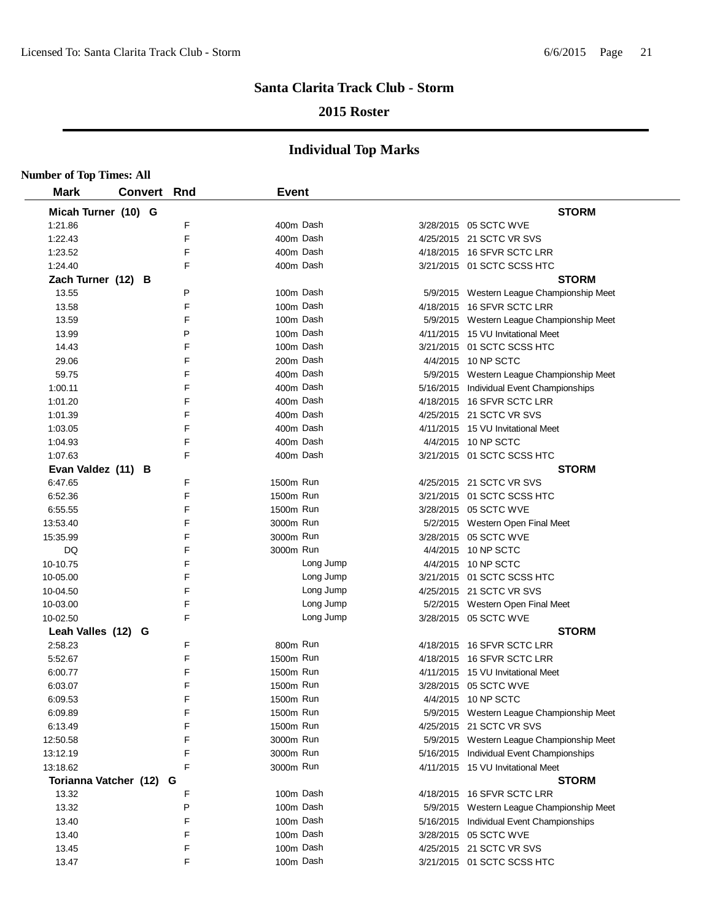# Santa Clarita Track Club - Storm

## 2015 Roster

## Individual Top Marks

**Number of Top Times: All**

| Mark | Convert | Rnd | Event | Date | Meet |
|---|---|---|---|---|---|
| **Micah Turner (10) G** | | | | | **STORM** |
| 1:21.86 | | F | 400m Dash | 3/28/2015 | 05 SCTC WVE |
| 1:22.43 | | F | 400m Dash | 4/25/2015 | 21 SCTC VR SVS |
| 1:23.52 | | F | 400m Dash | 4/18/2015 | 16 SFVR SCTC LRR |
| 1:24.40 | | F | 400m Dash | 3/21/2015 | 01 SCTC SCSS HTC |
| **Zach Turner (12) B** | | | | | **STORM** |
| 13.55 | | P | 100m Dash | 5/9/2015 | Western League Championship Meet |
| 13.58 | | F | 100m Dash | 4/18/2015 | 16 SFVR SCTC LRR |
| 13.59 | | F | 100m Dash | 5/9/2015 | Western League Championship Meet |
| 13.99 | | P | 100m Dash | 4/11/2015 | 15 VU Invitational Meet |
| 14.43 | | F | 100m Dash | 3/21/2015 | 01 SCTC SCSS HTC |
| 29.06 | | F | 200m Dash | 4/4/2015 | 10 NP SCTC |
| 59.75 | | F | 400m Dash | 5/9/2015 | Western League Championship Meet |
| 1:00.11 | | F | 400m Dash | 5/16/2015 | Individual Event Championships |
| 1:01.20 | | F | 400m Dash | 4/18/2015 | 16 SFVR SCTC LRR |
| 1:01.39 | | F | 400m Dash | 4/25/2015 | 21 SCTC VR SVS |
| 1:03.05 | | F | 400m Dash | 4/11/2015 | 15 VU Invitational Meet |
| 1:04.93 | | F | 400m Dash | 4/4/2015 | 10 NP SCTC |
| 1:07.63 | | F | 400m Dash | 3/21/2015 | 01 SCTC SCSS HTC |
| **Evan Valdez (11) B** | | | | | **STORM** |
| 6:47.65 | | F | 1500m Run | 4/25/2015 | 21 SCTC VR SVS |
| 6:52.36 | | F | 1500m Run | 3/21/2015 | 01 SCTC SCSS HTC |
| 6:55.55 | | F | 1500m Run | 3/28/2015 | 05 SCTC WVE |
| 13:53.40 | | F | 3000m Run | 5/2/2015 | Western Open Final Meet |
| 15:35.99 | | F | 3000m Run | 3/28/2015 | 05 SCTC WVE |
| DQ | | F | 3000m Run | 4/4/2015 | 10 NP SCTC |
| 10-10.75 | | F | Long Jump | 4/4/2015 | 10 NP SCTC |
| 10-05.00 | | F | Long Jump | 3/21/2015 | 01 SCTC SCSS HTC |
| 10-04.50 | | F | Long Jump | 4/25/2015 | 21 SCTC VR SVS |
| 10-03.00 | | F | Long Jump | 5/2/2015 | Western Open Final Meet |
| 10-02.50 | | F | Long Jump | 3/28/2015 | 05 SCTC WVE |
| **Leah Valles (12) G** | | | | | **STORM** |
| 2:58.23 | | F | 800m Run | 4/18/2015 | 16 SFVR SCTC LRR |
| 5:52.67 | | F | 1500m Run | 4/18/2015 | 16 SFVR SCTC LRR |
| 6:00.77 | | F | 1500m Run | 4/11/2015 | 15 VU Invitational Meet |
| 6:03.07 | | F | 1500m Run | 3/28/2015 | 05 SCTC WVE |
| 6:09.53 | | F | 1500m Run | 4/4/2015 | 10 NP SCTC |
| 6:09.89 | | F | 1500m Run | 5/9/2015 | Western League Championship Meet |
| 6:13.49 | | F | 1500m Run | 4/25/2015 | 21 SCTC VR SVS |
| 12:50.58 | | F | 3000m Run | 5/9/2015 | Western League Championship Meet |
| 13:12.19 | | F | 3000m Run | 5/16/2015 | Individual Event Championships |
| 13:18.62 | | F | 3000m Run | 4/11/2015 | 15 VU Invitational Meet |
| **Torianna Vatcher (12) G** | | | | | **STORM** |
| 13.32 | | F | 100m Dash | 4/18/2015 | 16 SFVR SCTC LRR |
| 13.32 | | P | 100m Dash | 5/9/2015 | Western League Championship Meet |
| 13.40 | | F | 100m Dash | 5/16/2015 | Individual Event Championships |
| 13.40 | | F | 100m Dash | 3/28/2015 | 05 SCTC WVE |
| 13.45 | | F | 100m Dash | 4/25/2015 | 21 SCTC VR SVS |
| 13.47 | | F | 100m Dash | 3/21/2015 | 01 SCTC SCSS HTC |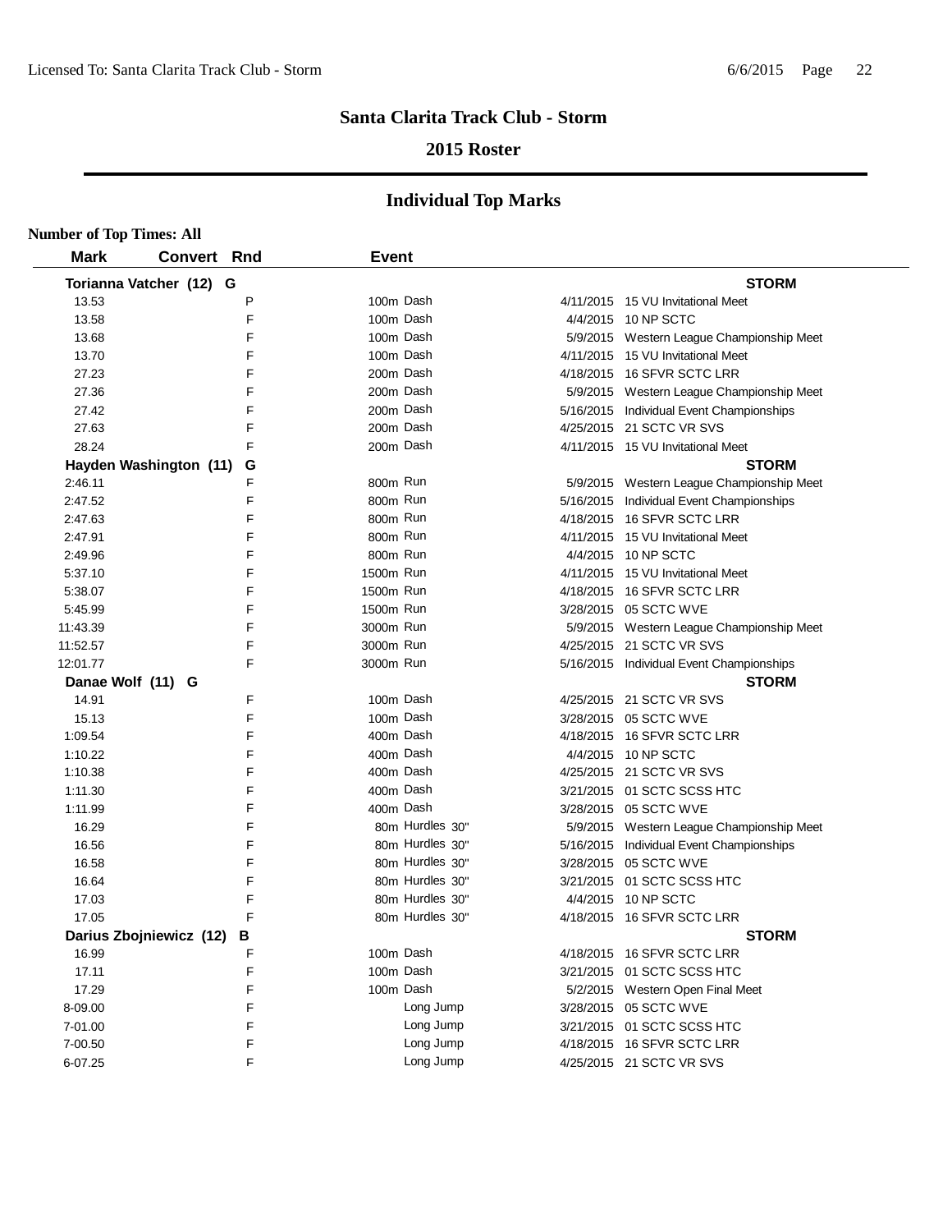## Santa Clarita Track Club - Storm

### 2015 Roster

## Individual Top Marks

**Number of Top Times: All**

| Mark | Convert | Rnd | Event | Date | Meet |
|---|---|---|---|---|---|
| **Torianna Vatcher (12) G** | | | | | **STORM** |
| 13.53 | | P | 100m Dash | 4/11/2015 | 15 VU Invitational Meet |
| 13.58 | | F | 100m Dash | 4/4/2015 | 10 NP SCTC |
| 13.68 | | F | 100m Dash | 5/9/2015 | Western League Championship Meet |
| 13.70 | | F | 100m Dash | 4/11/2015 | 15 VU Invitational Meet |
| 27.23 | | F | 200m Dash | 4/18/2015 | 16 SFVR SCTC LRR |
| 27.36 | | F | 200m Dash | 5/9/2015 | Western League Championship Meet |
| 27.42 | | F | 200m Dash | 5/16/2015 | Individual Event Championships |
| 27.63 | | F | 200m Dash | 4/25/2015 | 21 SCTC VR SVS |
| 28.24 | | F | 200m Dash | 4/11/2015 | 15 VU Invitational Meet |
| **Hayden Washington (11) G** | | | | | **STORM** |
| 2:46.11 | | F | 800m Run | 5/9/2015 | Western League Championship Meet |
| 2:47.52 | | F | 800m Run | 5/16/2015 | Individual Event Championships |
| 2:47.63 | | F | 800m Run | 4/18/2015 | 16 SFVR SCTC LRR |
| 2:47.91 | | F | 800m Run | 4/11/2015 | 15 VU Invitational Meet |
| 2:49.96 | | F | 800m Run | 4/4/2015 | 10 NP SCTC |
| 5:37.10 | | F | 1500m Run | 4/11/2015 | 15 VU Invitational Meet |
| 5:38.07 | | F | 1500m Run | 4/18/2015 | 16 SFVR SCTC LRR |
| 5:45.99 | | F | 1500m Run | 3/28/2015 | 05 SCTC WVE |
| 11:43.39 | | F | 3000m Run | 5/9/2015 | Western League Championship Meet |
| 11:52.57 | | F | 3000m Run | 4/25/2015 | 21 SCTC VR SVS |
| 12:01.77 | | F | 3000m Run | 5/16/2015 | Individual Event Championships |
| **Danae Wolf (11) G** | | | | | **STORM** |
| 14.91 | | F | 100m Dash | 4/25/2015 | 21 SCTC VR SVS |
| 15.13 | | F | 100m Dash | 3/28/2015 | 05 SCTC WVE |
| 1:09.54 | | F | 400m Dash | 4/18/2015 | 16 SFVR SCTC LRR |
| 1:10.22 | | F | 400m Dash | 4/4/2015 | 10 NP SCTC |
| 1:10.38 | | F | 400m Dash | 4/25/2015 | 21 SCTC VR SVS |
| 1:11.30 | | F | 400m Dash | 3/21/2015 | 01 SCTC SCSS HTC |
| 1:11.99 | | F | 400m Dash | 3/28/2015 | 05 SCTC WVE |
| 16.29 | | F | 80m Hurdles 30" | 5/9/2015 | Western League Championship Meet |
| 16.56 | | F | 80m Hurdles 30" | 5/16/2015 | Individual Event Championships |
| 16.58 | | F | 80m Hurdles 30" | 3/28/2015 | 05 SCTC WVE |
| 16.64 | | F | 80m Hurdles 30" | 3/21/2015 | 01 SCTC SCSS HTC |
| 17.03 | | F | 80m Hurdles 30" | 4/4/2015 | 10 NP SCTC |
| 17.05 | | F | 80m Hurdles 30" | 4/18/2015 | 16 SFVR SCTC LRR |
| **Darius Zbojniewicz (12) B** | | | | | **STORM** |
| 16.99 | | F | 100m Dash | 4/18/2015 | 16 SFVR SCTC LRR |
| 17.11 | | F | 100m Dash | 3/21/2015 | 01 SCTC SCSS HTC |
| 17.29 | | F | 100m Dash | 5/2/2015 | Western Open Final Meet |
| 8-09.00 | | F | Long Jump | 3/28/2015 | 05 SCTC WVE |
| 7-01.00 | | F | Long Jump | 3/21/2015 | 01 SCTC SCSS HTC |
| 7-00.50 | | F | Long Jump | 4/18/2015 | 16 SFVR SCTC LRR |
| 6-07.25 | | F | Long Jump | 4/25/2015 | 21 SCTC VR SVS |